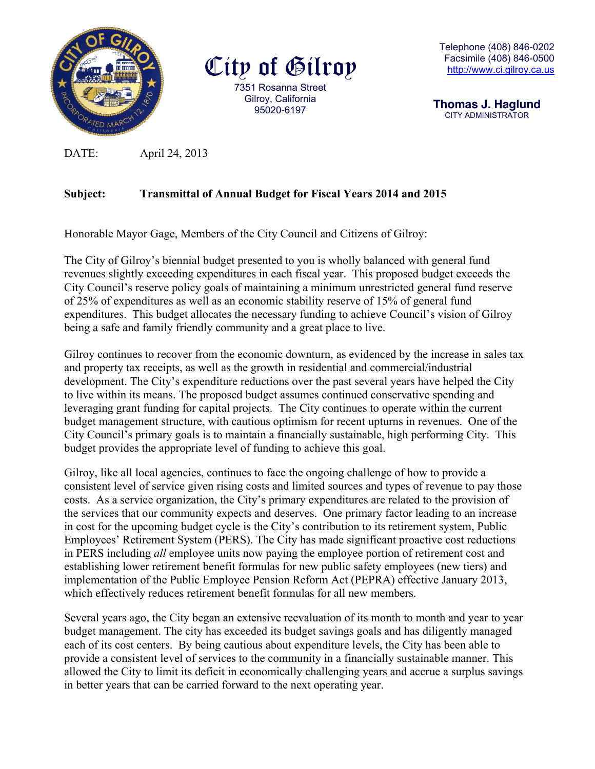# City of Gilroy

7351 Rosanna Street
Gilroy, California
95020-6197

Telephone (408) 846-0202
Facsimile (408) 846-0500
http://www.ci.gilroy.ca.us

**Thomas J. Haglund**
CITY ADMINISTRATOR

DATE: April 24, 2013

**Subject: Transmittal of Annual Budget for Fiscal Years 2014 and 2015**

Honorable Mayor Gage, Members of the City Council and Citizens of Gilroy:

The City of Gilroy's biennial budget presented to you is wholly balanced with general fund revenues slightly exceeding expenditures in each fiscal year. This proposed budget exceeds the City Council's reserve policy goals of maintaining a minimum unrestricted general fund reserve of 25% of expenditures as well as an economic stability reserve of 15% of general fund expenditures. This budget allocates the necessary funding to achieve Council's vision of Gilroy being a safe and family friendly community and a great place to live.

Gilroy continues to recover from the economic downturn, as evidenced by the increase in sales tax and property tax receipts, as well as the growth in residential and commercial/industrial development. The City's expenditure reductions over the past several years have helped the City to live within its means. The proposed budget assumes continued conservative spending and leveraging grant funding for capital projects. The City continues to operate within the current budget management structure, with cautious optimism for recent upturns in revenues. One of the City Council's primary goals is to maintain a financially sustainable, high performing City. This budget provides the appropriate level of funding to achieve this goal.

Gilroy, like all local agencies, continues to face the ongoing challenge of how to provide a consistent level of service given rising costs and limited sources and types of revenue to pay those costs. As a service organization, the City's primary expenditures are related to the provision of the services that our community expects and deserves. One primary factor leading to an increase in cost for the upcoming budget cycle is the City's contribution to its retirement system, Public Employees' Retirement System (PERS). The City has made significant proactive cost reductions in PERS including *all* employee units now paying the employee portion of retirement cost and establishing lower retirement benefit formulas for new public safety employees (new tiers) and implementation of the Public Employee Pension Reform Act (PEPRA) effective January 2013, which effectively reduces retirement benefit formulas for all new members.

Several years ago, the City began an extensive reevaluation of its month to month and year to year budget management. The city has exceeded its budget savings goals and has diligently managed each of its cost centers. By being cautious about expenditure levels, the City has been able to provide a consistent level of services to the community in a financially sustainable manner. This allowed the City to limit its deficit in economically challenging years and accrue a surplus savings in better years that can be carried forward to the next operating year.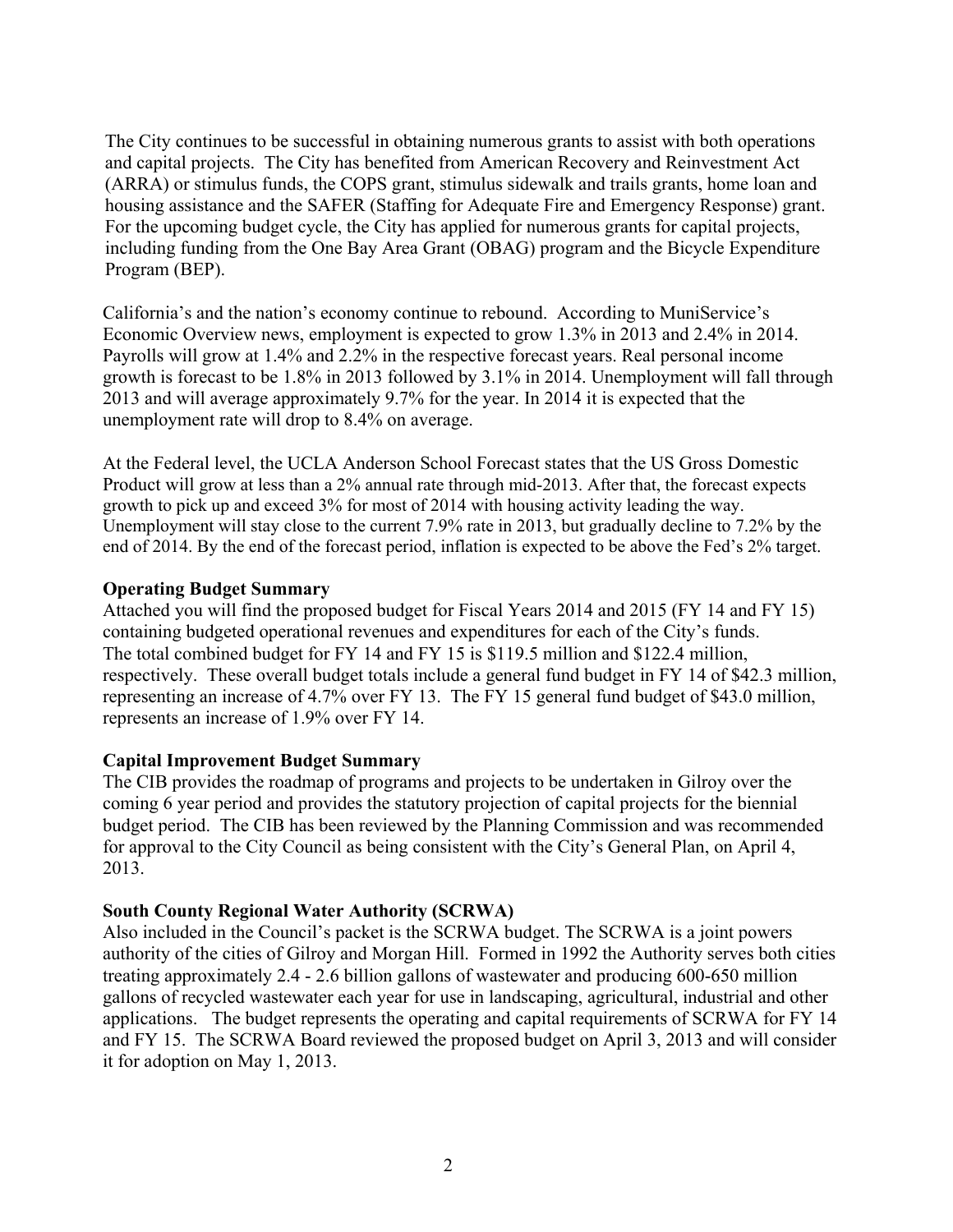The City continues to be successful in obtaining numerous grants to assist with both operations and capital projects. The City has benefited from American Recovery and Reinvestment Act (ARRA) or stimulus funds, the COPS grant, stimulus sidewalk and trails grants, home loan and housing assistance and the SAFER (Staffing for Adequate Fire and Emergency Response) grant. For the upcoming budget cycle, the City has applied for numerous grants for capital projects, including funding from the One Bay Area Grant (OBAG) program and the Bicycle Expenditure Program (BEP).

California's and the nation's economy continue to rebound. According to MuniService's Economic Overview news, employment is expected to grow 1.3% in 2013 and 2.4% in 2014. Payrolls will grow at 1.4% and 2.2% in the respective forecast years. Real personal income growth is forecast to be 1.8% in 2013 followed by 3.1% in 2014. Unemployment will fall through 2013 and will average approximately 9.7% for the year. In 2014 it is expected that the unemployment rate will drop to 8.4% on average.

At the Federal level, the UCLA Anderson School Forecast states that the US Gross Domestic Product will grow at less than a 2% annual rate through mid-2013. After that, the forecast expects growth to pick up and exceed 3% for most of 2014 with housing activity leading the way. Unemployment will stay close to the current 7.9% rate in 2013, but gradually decline to 7.2% by the end of 2014. By the end of the forecast period, inflation is expected to be above the Fed's 2% target.

**Operating Budget Summary**

Attached you will find the proposed budget for Fiscal Years 2014 and 2015 (FY 14 and FY 15) containing budgeted operational revenues and expenditures for each of the City's funds. The total combined budget for FY 14 and FY 15 is $119.5 million and $122.4 million, respectively. These overall budget totals include a general fund budget in FY 14 of $42.3 million, representing an increase of 4.7% over FY 13. The FY 15 general fund budget of $43.0 million, represents an increase of 1.9% over FY 14.

**Capital Improvement Budget Summary**

The CIB provides the roadmap of programs and projects to be undertaken in Gilroy over the coming 6 year period and provides the statutory projection of capital projects for the biennial budget period. The CIB has been reviewed by the Planning Commission and was recommended for approval to the City Council as being consistent with the City's General Plan, on April 4, 2013.

**South County Regional Water Authority (SCRWA)**

Also included in the Council's packet is the SCRWA budget. The SCRWA is a joint powers authority of the cities of Gilroy and Morgan Hill. Formed in 1992 the Authority serves both cities treating approximately 2.4 - 2.6 billion gallons of wastewater and producing 600-650 million gallons of recycled wastewater each year for use in landscaping, agricultural, industrial and other applications. The budget represents the operating and capital requirements of SCRWA for FY 14 and FY 15. The SCRWA Board reviewed the proposed budget on April 3, 2013 and will consider it for adoption on May 1, 2013.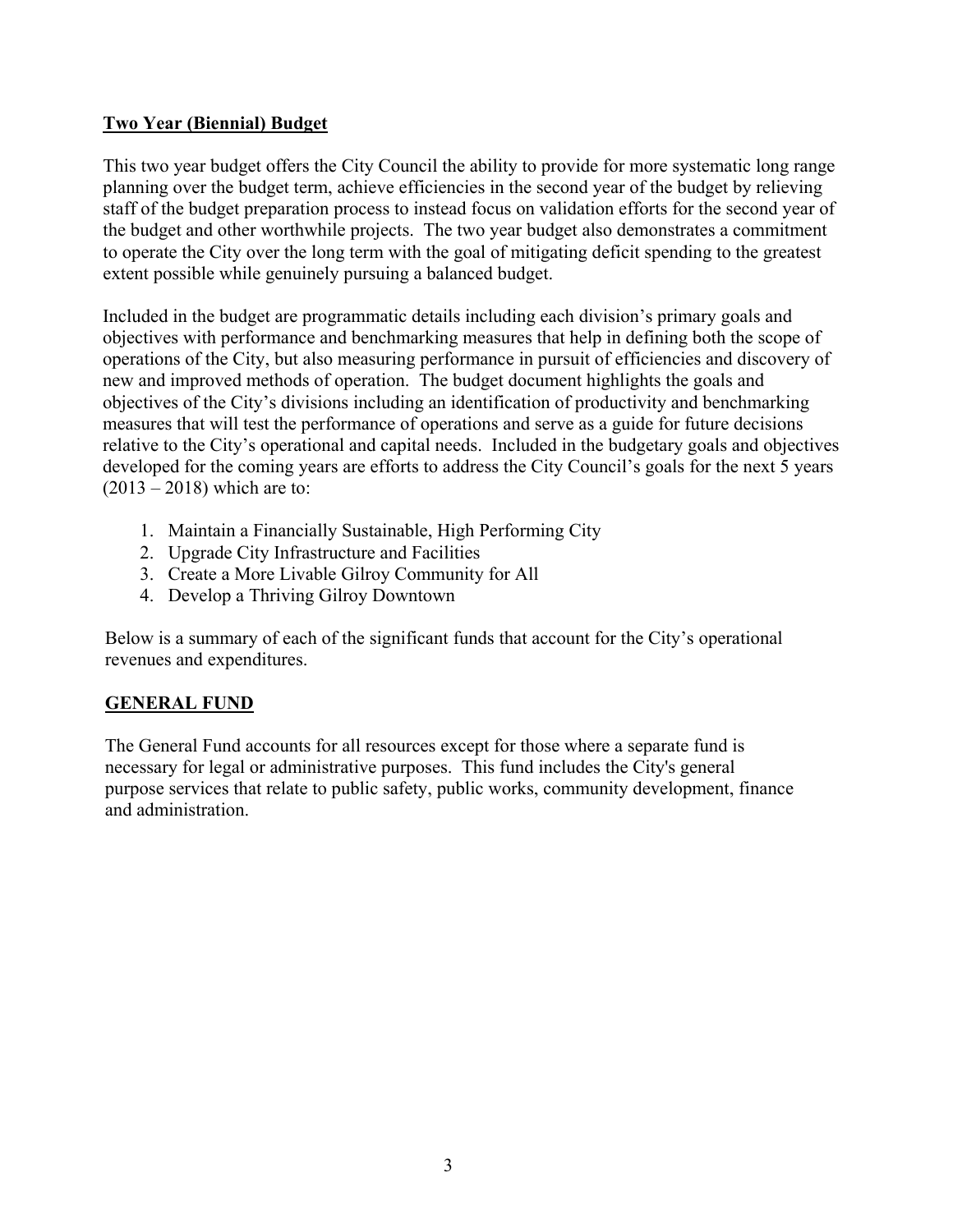## Two Year (Biennial) Budget

This two year budget offers the City Council the ability to provide for more systematic long range planning over the budget term, achieve efficiencies in the second year of the budget by relieving staff of the budget preparation process to instead focus on validation efforts for the second year of the budget and other worthwhile projects. The two year budget also demonstrates a commitment to operate the City over the long term with the goal of mitigating deficit spending to the greatest extent possible while genuinely pursuing a balanced budget.

Included in the budget are programmatic details including each division's primary goals and objectives with performance and benchmarking measures that help in defining both the scope of operations of the City, but also measuring performance in pursuit of efficiencies and discovery of new and improved methods of operation. The budget document highlights the goals and objectives of the City's divisions including an identification of productivity and benchmarking measures that will test the performance of operations and serve as a guide for future decisions relative to the City's operational and capital needs. Included in the budgetary goals and objectives developed for the coming years are efforts to address the City Council's goals for the next 5 years (2013 – 2018) which are to:

1. Maintain a Financially Sustainable, High Performing City
2. Upgrade City Infrastructure and Facilities
3. Create a More Livable Gilroy Community for All
4. Develop a Thriving Gilroy Downtown

Below is a summary of each of the significant funds that account for the City's operational revenues and expenditures.

## GENERAL FUND

The General Fund accounts for all resources except for those where a separate fund is necessary for legal or administrative purposes. This fund includes the City's general purpose services that relate to public safety, public works, community development, finance and administration.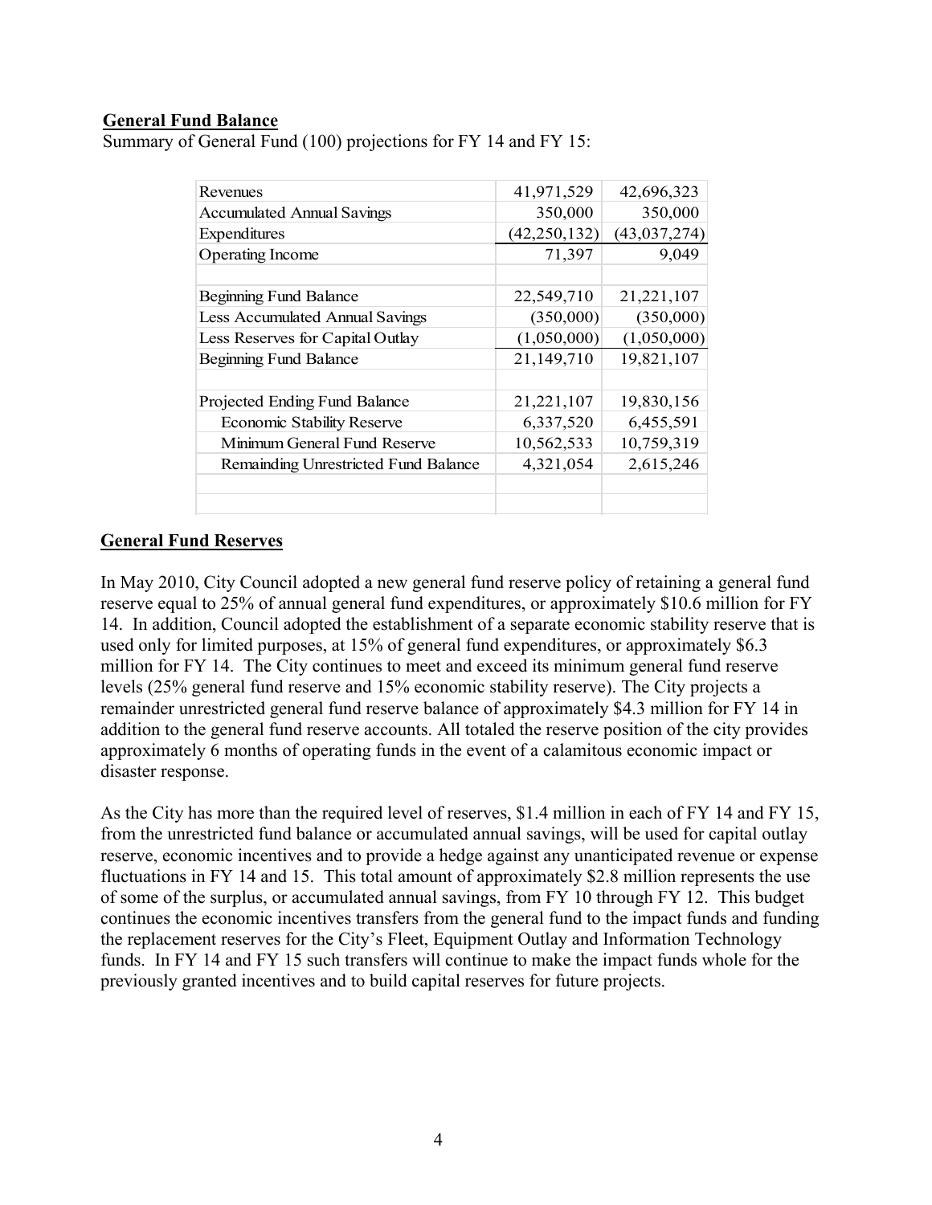**General Fund Balance**

Summary of General Fund (100) projections for FY 14 and FY 15:

| | | |
|---|---|---|
| Revenues | 41,971,529 | 42,696,323 |
| Accumulated Annual Savings | 350,000 | 350,000 |
| Expenditures | (42,250,132) | (43,037,274) |
| Operating Income | 71,397 | 9,049 |
| | | |
| Beginning Fund Balance | 22,549,710 | 21,221,107 |
| Less Accumulated Annual Savings | (350,000) | (350,000) |
| Less Reserves for Capital Outlay | (1,050,000) | (1,050,000) |
| Beginning Fund Balance | 21,149,710 | 19,821,107 |
| | | |
| Projected Ending Fund Balance | 21,221,107 | 19,830,156 |
| Economic Stability Reserve | 6,337,520 | 6,455,591 |
| Minimum General Fund Reserve | 10,562,533 | 10,759,319 |
| Remainding Unrestricted Fund Balance | 4,321,054 | 2,615,246 |

**General Fund Reserves**

In May 2010, City Council adopted a new general fund reserve policy of retaining a general fund reserve equal to 25% of annual general fund expenditures, or approximately $10.6 million for FY 14. In addition, Council adopted the establishment of a separate economic stability reserve that is used only for limited purposes, at 15% of general fund expenditures, or approximately $6.3 million for FY 14. The City continues to meet and exceed its minimum general fund reserve levels (25% general fund reserve and 15% economic stability reserve). The City projects a remainder unrestricted general fund reserve balance of approximately $4.3 million for FY 14 in addition to the general fund reserve accounts. All totaled the reserve position of the city provides approximately 6 months of operating funds in the event of a calamitous economic impact or disaster response.

As the City has more than the required level of reserves, $1.4 million in each of FY 14 and FY 15, from the unrestricted fund balance or accumulated annual savings, will be used for capital outlay reserve, economic incentives and to provide a hedge against any unanticipated revenue or expense fluctuations in FY 14 and 15. This total amount of approximately $2.8 million represents the use of some of the surplus, or accumulated annual savings, from FY 10 through FY 12. This budget continues the economic incentives transfers from the general fund to the impact funds and funding the replacement reserves for the City's Fleet, Equipment Outlay and Information Technology funds. In FY 14 and FY 15 such transfers will continue to make the impact funds whole for the previously granted incentives and to build capital reserves for future projects.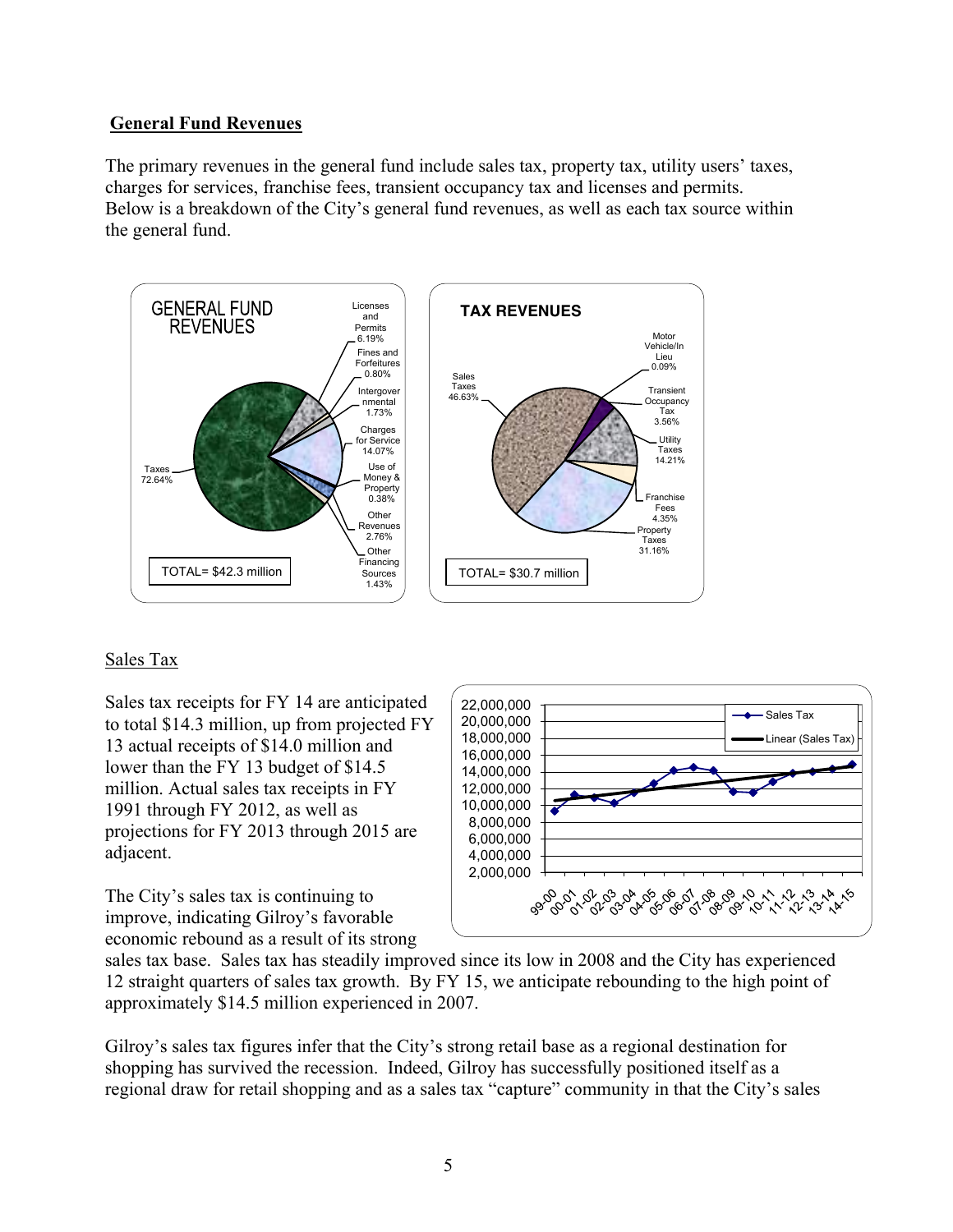## General Fund Revenues

The primary revenues in the general fund include sales tax, property tax, utility users' taxes, charges for services, franchise fees, transient occupancy tax and licenses and permits. Below is a breakdown of the City's general fund revenues, as well as each tax source within the general fund.

**GENERAL FUND REVENUES**

| Category | Percent |
| --- | --- |
| Taxes | 72.64% |
| Licenses and Permits | 6.19% |
| Fines and Forfeitures | 0.80% |
| Intergovernmental | 1.73% |
| Charges for Service | 14.07% |
| Use of Money & Property | 0.38% |
| Other Revenues | 2.76% |
| Other Financing Sources | 1.43% |

TOTAL= $42.3 million

**TAX REVENUES**

| Category | Percent |
| --- | --- |
| Sales Taxes | 46.63% |
| Motor Vehicle/In Lieu | 0.09% |
| Transient Occupancy Tax | 3.56% |
| Utility Taxes | 14.21% |
| Franchise Fees | 4.35% |
| Property Taxes | 31.16% |

TOTAL= $30.7 million

### Sales Tax

Sales tax receipts for FY 14 are anticipated to total $14.3 million, up from projected FY 13 actual receipts of $14.0 million and lower than the FY 13 budget of $14.5 million. Actual sales tax receipts in FY 1991 through FY 2012, as well as projections for FY 2013 through 2015 are adjacent.

The City's sales tax is continuing to improve, indicating Gilroy's favorable economic rebound as a result of its strong sales tax base. Sales tax has steadily improved since its low in 2008 and the City has experienced 12 straight quarters of sales tax growth. By FY 15, we anticipate rebounding to the high point of approximately $14.5 million experienced in 2007.

Gilroy's sales tax figures infer that the City's strong retail base as a regional destination for shopping has survived the recession. Indeed, Gilroy has successfully positioned itself as a regional draw for retail shopping and as a sales tax "capture" community in that the City's sales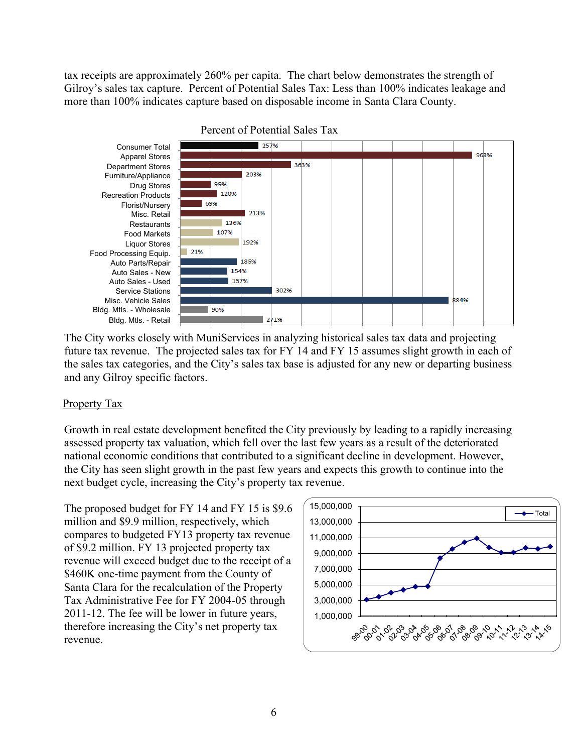tax receipts are approximately 260% per capita. The chart below demonstrates the strength of Gilroy's sales tax capture. Percent of Potential Sales Tax: Less than 100% indicates leakage and more than 100% indicates capture based on disposable income in Santa Clara County.

Percent of Potential Sales Tax

| Category | Percent |
|---|---|
| Consumer Total | 257% |
| Apparel Stores | 963% |
| Department Stores | 363% |
| Furniture/Appliance | 203% |
| Drug Stores | 99% |
| Recreation Products | 120% |
| Florist/Nursery | 69% |
| Misc. Retail | 213% |
| Restaurants | 136% |
| Food Markets | 107% |
| Liquor Stores | 192% |
| Food Processing Equip. | 21% |
| Auto Parts/Repair | 185% |
| Auto Sales - New | 154% |
| Auto Sales - Used | 157% |
| Service Stations | 302% |
| Misc. Vehicle Sales | 884% |
| Bldg. Mtls. - Wholesale | 90% |
| Bldg. Mtls. - Retail | 271% |

The City works closely with MuniServices in analyzing historical sales tax data and projecting future tax revenue. The projected sales tax for FY 14 and FY 15 assumes slight growth in each of the sales tax categories, and the City's sales tax base is adjusted for any new or departing business and any Gilroy specific factors.

## Property Tax

Growth in real estate development benefited the City previously by leading to a rapidly increasing assessed property tax valuation, which fell over the last few years as a result of the deteriorated national economic conditions that contributed to a significant decline in development. However, the City has seen slight growth in the past few years and expects this growth to continue into the next budget cycle, increasing the City's property tax revenue.

The proposed budget for FY 14 and FY 15 is $9.6 million and $9.9 million, respectively, which compares to budgeted FY13 property tax revenue of $9.2 million. FY 13 projected property tax revenue will exceed budget due to the receipt of a $460K one-time payment from the County of Santa Clara for the recalculation of the Property Tax Administrative Fee for FY 2004-05 through 2011-12. The fee will be lower in future years, therefore increasing the City's net property tax revenue.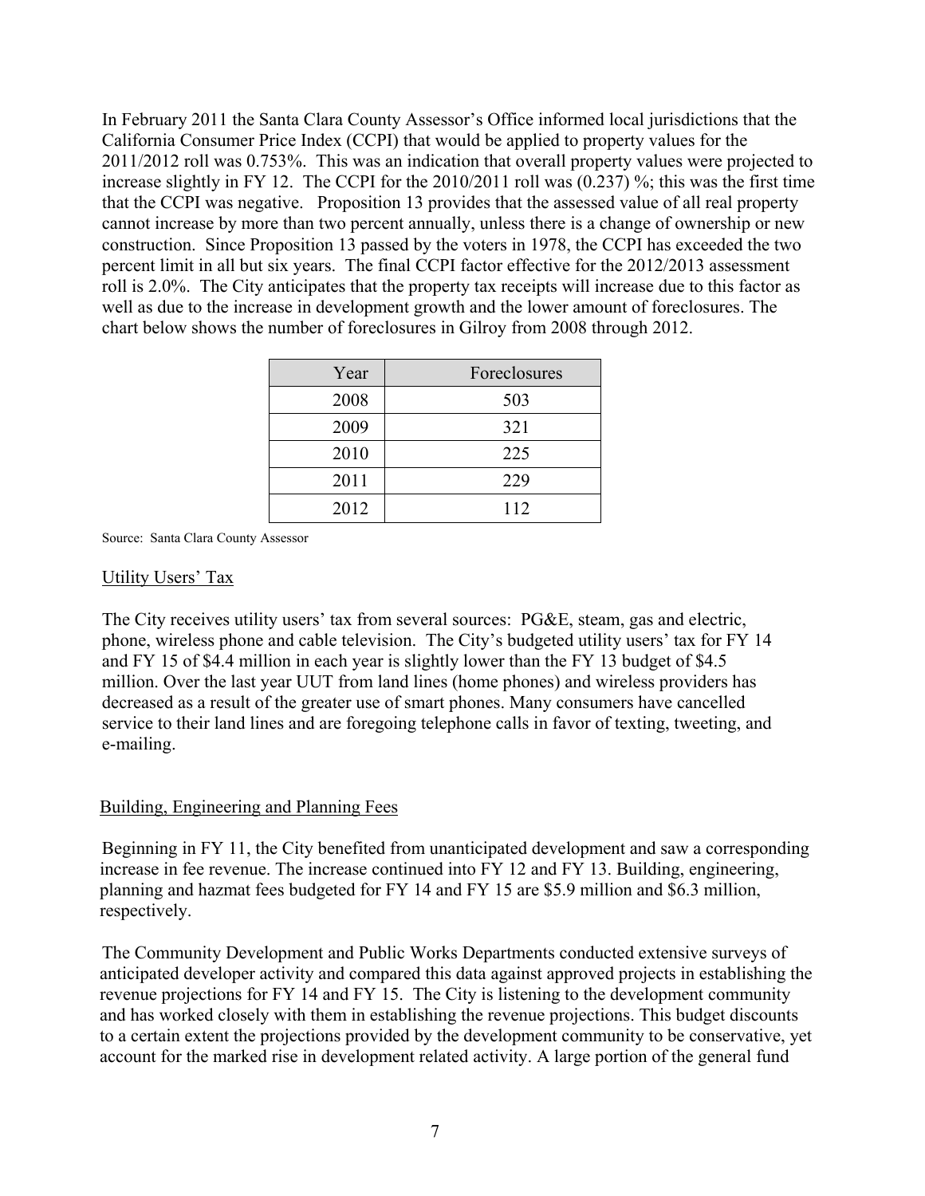In February 2011 the Santa Clara County Assessor's Office informed local jurisdictions that the California Consumer Price Index (CCPI) that would be applied to property values for the 2011/2012 roll was 0.753%. This was an indication that overall property values were projected to increase slightly in FY 12. The CCPI for the 2010/2011 roll was (0.237) %; this was the first time that the CCPI was negative. Proposition 13 provides that the assessed value of all real property cannot increase by more than two percent annually, unless there is a change of ownership or new construction. Since Proposition 13 passed by the voters in 1978, the CCPI has exceeded the two percent limit in all but six years. The final CCPI factor effective for the 2012/2013 assessment roll is 2.0%. The City anticipates that the property tax receipts will increase due to this factor as well as due to the increase in development growth and the lower amount of foreclosures. The chart below shows the number of foreclosures in Gilroy from 2008 through 2012.

| Year | Foreclosures |
|---|---|
| 2008 | 503 |
| 2009 | 321 |
| 2010 | 225 |
| 2011 | 229 |
| 2012 | 112 |

Source: Santa Clara County Assessor

## Utility Users' Tax

The City receives utility users' tax from several sources: PG&E, steam, gas and electric, phone, wireless phone and cable television. The City's budgeted utility users' tax for FY 14 and FY 15 of $4.4 million in each year is slightly lower than the FY 13 budget of $4.5 million. Over the last year UUT from land lines (home phones) and wireless providers has decreased as a result of the greater use of smart phones. Many consumers have cancelled service to their land lines and are foregoing telephone calls in favor of texting, tweeting, and e-mailing.

## Building, Engineering and Planning Fees

Beginning in FY 11, the City benefited from unanticipated development and saw a corresponding increase in fee revenue. The increase continued into FY 12 and FY 13. Building, engineering, planning and hazmat fees budgeted for FY 14 and FY 15 are $5.9 million and $6.3 million, respectively.

The Community Development and Public Works Departments conducted extensive surveys of anticipated developer activity and compared this data against approved projects in establishing the revenue projections for FY 14 and FY 15. The City is listening to the development community and has worked closely with them in establishing the revenue projections. This budget discounts to a certain extent the projections provided by the development community to be conservative, yet account for the marked rise in development related activity. A large portion of the general fund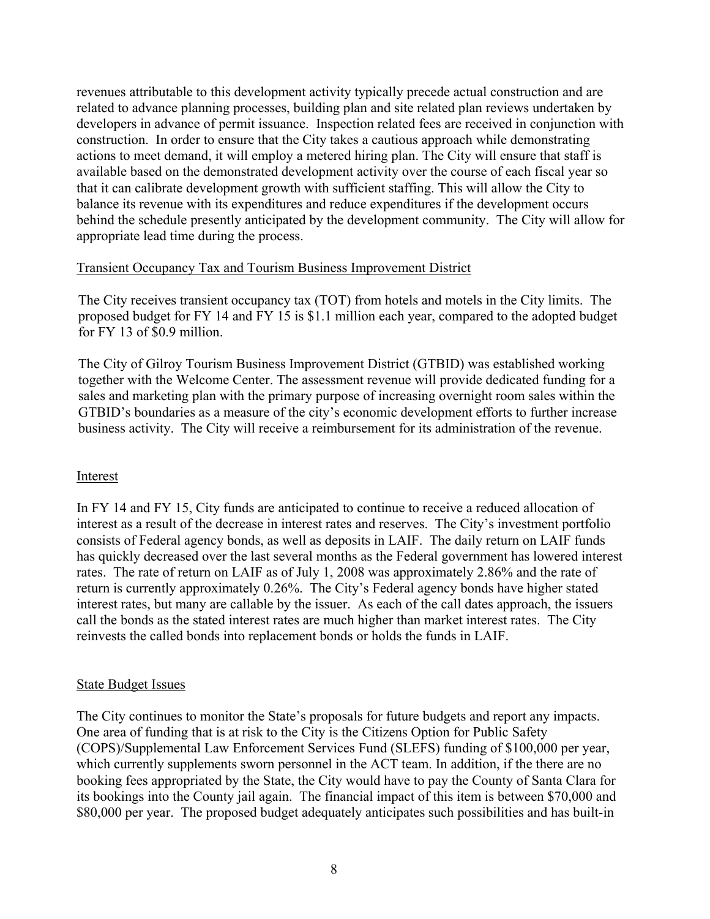revenues attributable to this development activity typically precede actual construction and are related to advance planning processes, building plan and site related plan reviews undertaken by developers in advance of permit issuance. Inspection related fees are received in conjunction with construction. In order to ensure that the City takes a cautious approach while demonstrating actions to meet demand, it will employ a metered hiring plan. The City will ensure that staff is available based on the demonstrated development activity over the course of each fiscal year so that it can calibrate development growth with sufficient staffing. This will allow the City to balance its revenue with its expenditures and reduce expenditures if the development occurs behind the schedule presently anticipated by the development community. The City will allow for appropriate lead time during the process.

### Transient Occupancy Tax and Tourism Business Improvement District

The City receives transient occupancy tax (TOT) from hotels and motels in the City limits. The proposed budget for FY 14 and FY 15 is $1.1 million each year, compared to the adopted budget for FY 13 of $0.9 million.

The City of Gilroy Tourism Business Improvement District (GTBID) was established working together with the Welcome Center. The assessment revenue will provide dedicated funding for a sales and marketing plan with the primary purpose of increasing overnight room sales within the GTBID's boundaries as a measure of the city's economic development efforts to further increase business activity. The City will receive a reimbursement for its administration of the revenue.

### Interest

In FY 14 and FY 15, City funds are anticipated to continue to receive a reduced allocation of interest as a result of the decrease in interest rates and reserves. The City's investment portfolio consists of Federal agency bonds, as well as deposits in LAIF. The daily return on LAIF funds has quickly decreased over the last several months as the Federal government has lowered interest rates. The rate of return on LAIF as of July 1, 2008 was approximately 2.86% and the rate of return is currently approximately 0.26%. The City's Federal agency bonds have higher stated interest rates, but many are callable by the issuer. As each of the call dates approach, the issuers call the bonds as the stated interest rates are much higher than market interest rates. The City reinvests the called bonds into replacement bonds or holds the funds in LAIF.

### State Budget Issues

The City continues to monitor the State's proposals for future budgets and report any impacts. One area of funding that is at risk to the City is the Citizens Option for Public Safety (COPS)/Supplemental Law Enforcement Services Fund (SLEFS) funding of $100,000 per year, which currently supplements sworn personnel in the ACT team. In addition, if the there are no booking fees appropriated by the State, the City would have to pay the County of Santa Clara for its bookings into the County jail again. The financial impact of this item is between $70,000 and $80,000 per year. The proposed budget adequately anticipates such possibilities and has built-in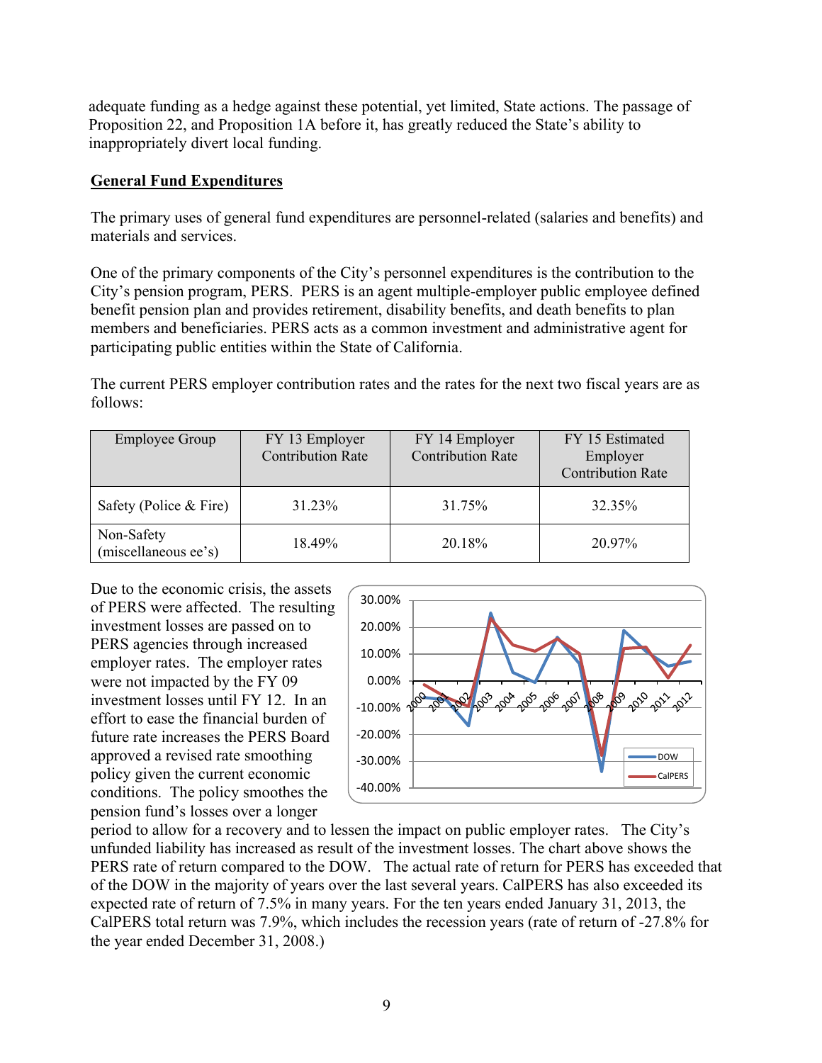adequate funding as a hedge against these potential, yet limited, State actions. The passage of Proposition 22, and Proposition 1A before it, has greatly reduced the State's ability to inappropriately divert local funding.

## General Fund Expenditures

The primary uses of general fund expenditures are personnel-related (salaries and benefits) and materials and services.

One of the primary components of the City's personnel expenditures is the contribution to the City's pension program, PERS. PERS is an agent multiple-employer public employee defined benefit pension plan and provides retirement, disability benefits, and death benefits to plan members and beneficiaries. PERS acts as a common investment and administrative agent for participating public entities within the State of California.

The current PERS employer contribution rates and the rates for the next two fiscal years are as follows:

| Employee Group | FY 13 Employer Contribution Rate | FY 14 Employer Contribution Rate | FY 15 Estimated Employer Contribution Rate |
|---|---|---|---|
| Safety (Police & Fire) | 31.23% | 31.75% | 32.35% |
| Non-Safety (miscellaneous ee's) | 18.49% | 20.18% | 20.97% |

Due to the economic crisis, the assets of PERS were affected. The resulting investment losses are passed on to PERS agencies through increased employer rates. The employer rates were not impacted by the FY 09 investment losses until FY 12. In an effort to ease the financial burden of future rate increases the PERS Board approved a revised rate smoothing policy given the current economic conditions. The policy smoothes the pension fund's losses over a longer period to allow for a recovery and to lessen the impact on public employer rates. The City's unfunded liability has increased as result of the investment losses. The chart above shows the PERS rate of return compared to the DOW. The actual rate of return for PERS has exceeded that of the DOW in the majority of years over the last several years. CalPERS has also exceeded its expected rate of return of 7.5% in many years. For the ten years ended January 31, 2013, the CalPERS total return was 7.9%, which includes the recession years (rate of return of -27.8% for the year ended December 31, 2008.)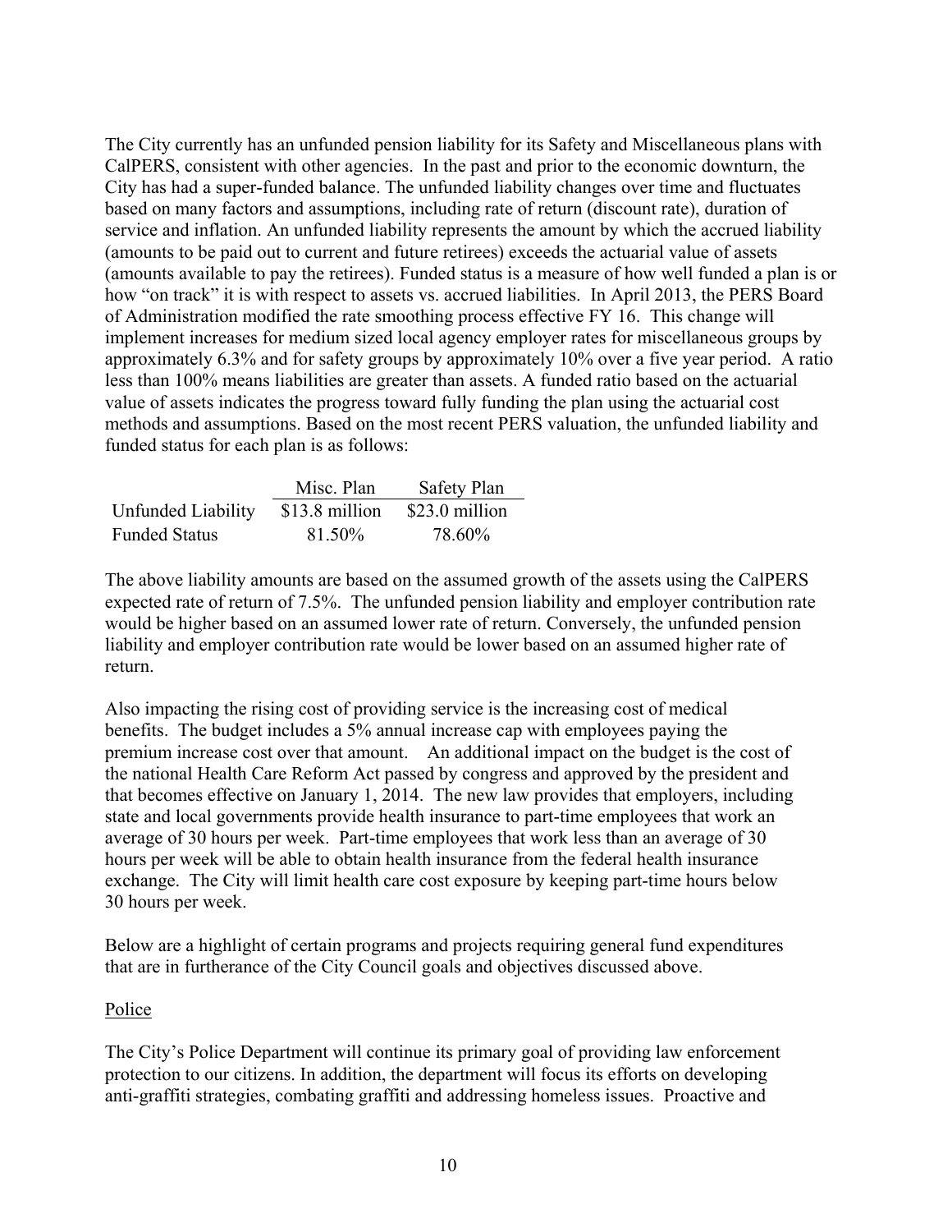The City currently has an unfunded pension liability for its Safety and Miscellaneous plans with CalPERS, consistent with other agencies. In the past and prior to the economic downturn, the City has had a super-funded balance. The unfunded liability changes over time and fluctuates based on many factors and assumptions, including rate of return (discount rate), duration of service and inflation. An unfunded liability represents the amount by which the accrued liability (amounts to be paid out to current and future retirees) exceeds the actuarial value of assets (amounts available to pay the retirees). Funded status is a measure of how well funded a plan is or how "on track" it is with respect to assets vs. accrued liabilities. In April 2013, the PERS Board of Administration modified the rate smoothing process effective FY 16. This change will implement increases for medium sized local agency employer rates for miscellaneous groups by approximately 6.3% and for safety groups by approximately 10% over a five year period. A ratio less than 100% means liabilities are greater than assets. A funded ratio based on the actuarial value of assets indicates the progress toward fully funding the plan using the actuarial cost methods and assumptions. Based on the most recent PERS valuation, the unfunded liability and funded status for each plan is as follows:

| | Misc. Plan | Safety Plan |
|---|---|---|
| Unfunded Liability | $13.8 million | $23.0 million |
| Funded Status | 81.50% | 78.60% |

The above liability amounts are based on the assumed growth of the assets using the CalPERS expected rate of return of 7.5%. The unfunded pension liability and employer contribution rate would be higher based on an assumed lower rate of return. Conversely, the unfunded pension liability and employer contribution rate would be lower based on an assumed higher rate of return.

Also impacting the rising cost of providing service is the increasing cost of medical benefits. The budget includes a 5% annual increase cap with employees paying the premium increase cost over that amount. An additional impact on the budget is the cost of the national Health Care Reform Act passed by congress and approved by the president and that becomes effective on January 1, 2014. The new law provides that employers, including state and local governments provide health insurance to part-time employees that work an average of 30 hours per week. Part-time employees that work less than an average of 30 hours per week will be able to obtain health insurance from the federal health insurance exchange. The City will limit health care cost exposure by keeping part-time hours below 30 hours per week.

Below are a highlight of certain programs and projects requiring general fund expenditures that are in furtherance of the City Council goals and objectives discussed above.

<u>Police</u>

The City's Police Department will continue its primary goal of providing law enforcement protection to our citizens. In addition, the department will focus its efforts on developing anti-graffiti strategies, combating graffiti and addressing homeless issues. Proactive and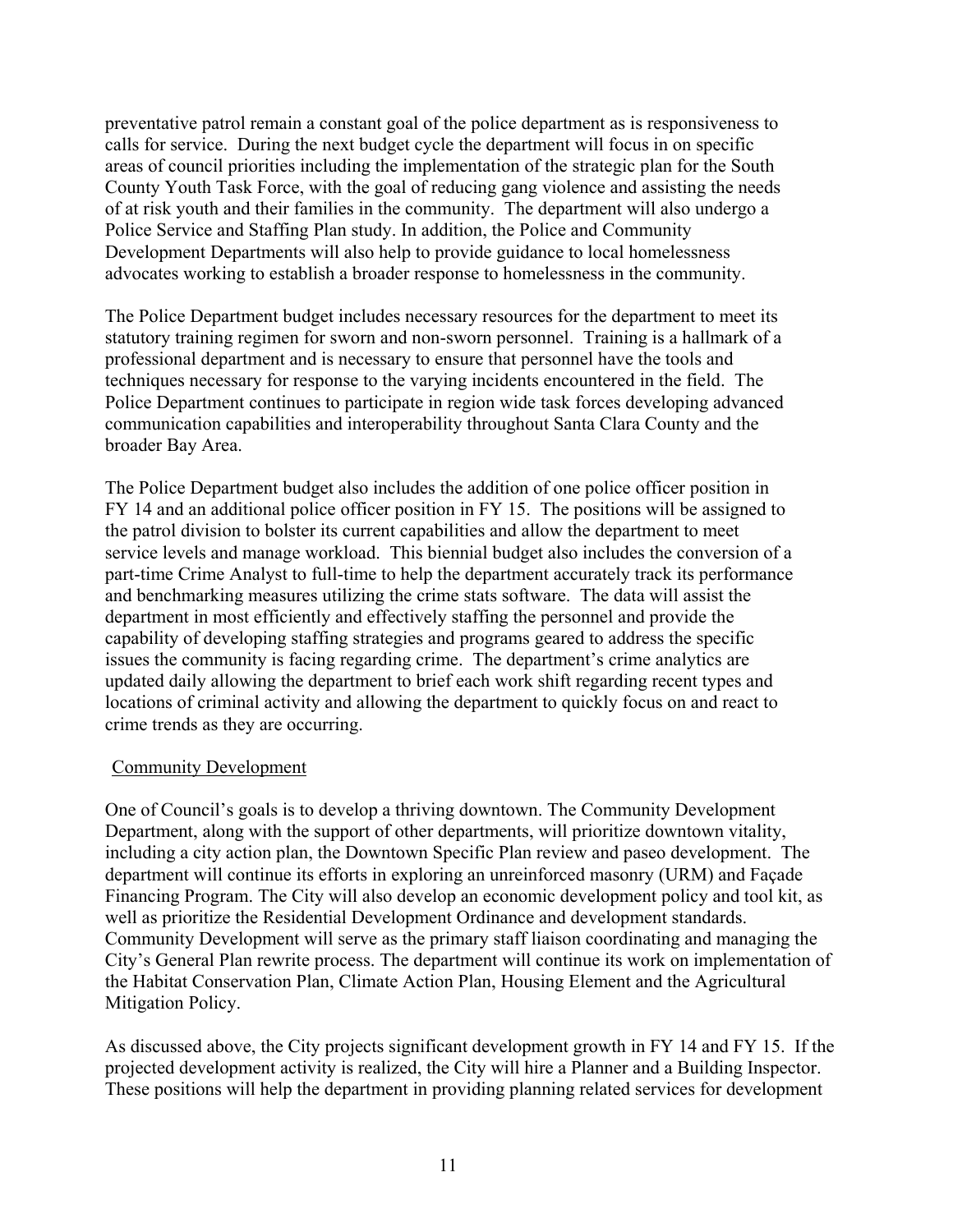preventative patrol remain a constant goal of the police department as is responsiveness to calls for service. During the next budget cycle the department will focus in on specific areas of council priorities including the implementation of the strategic plan for the South County Youth Task Force, with the goal of reducing gang violence and assisting the needs of at risk youth and their families in the community. The department will also undergo a Police Service and Staffing Plan study. In addition, the Police and Community Development Departments will also help to provide guidance to local homelessness advocates working to establish a broader response to homelessness in the community.

The Police Department budget includes necessary resources for the department to meet its statutory training regimen for sworn and non-sworn personnel. Training is a hallmark of a professional department and is necessary to ensure that personnel have the tools and techniques necessary for response to the varying incidents encountered in the field. The Police Department continues to participate in region wide task forces developing advanced communication capabilities and interoperability throughout Santa Clara County and the broader Bay Area.

The Police Department budget also includes the addition of one police officer position in FY 14 and an additional police officer position in FY 15. The positions will be assigned to the patrol division to bolster its current capabilities and allow the department to meet service levels and manage workload. This biennial budget also includes the conversion of a part-time Crime Analyst to full-time to help the department accurately track its performance and benchmarking measures utilizing the crime stats software. The data will assist the department in most efficiently and effectively staffing the personnel and provide the capability of developing staffing strategies and programs geared to address the specific issues the community is facing regarding crime. The department's crime analytics are updated daily allowing the department to brief each work shift regarding recent types and locations of criminal activity and allowing the department to quickly focus on and react to crime trends as they are occurring.

<u>Community Development</u>

One of Council's goals is to develop a thriving downtown. The Community Development Department, along with the support of other departments, will prioritize downtown vitality, including a city action plan, the Downtown Specific Plan review and paseo development. The department will continue its efforts in exploring an unreinforced masonry (URM) and Façade Financing Program. The City will also develop an economic development policy and tool kit, as well as prioritize the Residential Development Ordinance and development standards. Community Development will serve as the primary staff liaison coordinating and managing the City's General Plan rewrite process. The department will continue its work on implementation of the Habitat Conservation Plan, Climate Action Plan, Housing Element and the Agricultural Mitigation Policy.

As discussed above, the City projects significant development growth in FY 14 and FY 15. If the projected development activity is realized, the City will hire a Planner and a Building Inspector. These positions will help the department in providing planning related services for development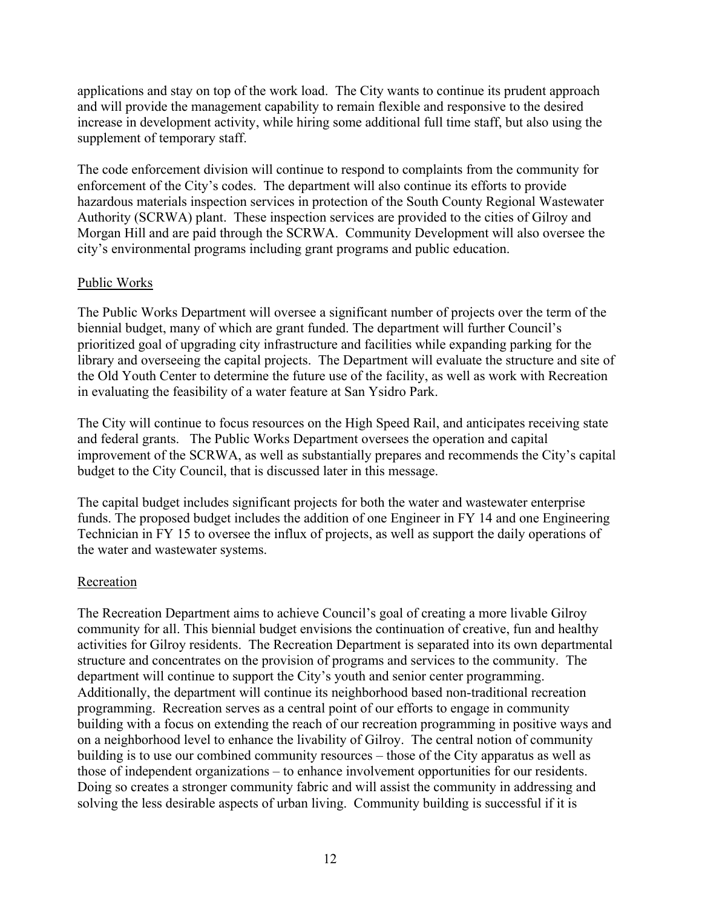applications and stay on top of the work load. The City wants to continue its prudent approach and will provide the management capability to remain flexible and responsive to the desired increase in development activity, while hiring some additional full time staff, but also using the supplement of temporary staff.

The code enforcement division will continue to respond to complaints from the community for enforcement of the City's codes. The department will also continue its efforts to provide hazardous materials inspection services in protection of the South County Regional Wastewater Authority (SCRWA) plant. These inspection services are provided to the cities of Gilroy and Morgan Hill and are paid through the SCRWA. Community Development will also oversee the city's environmental programs including grant programs and public education.

## Public Works

The Public Works Department will oversee a significant number of projects over the term of the biennial budget, many of which are grant funded. The department will further Council's prioritized goal of upgrading city infrastructure and facilities while expanding parking for the library and overseeing the capital projects. The Department will evaluate the structure and site of the Old Youth Center to determine the future use of the facility, as well as work with Recreation in evaluating the feasibility of a water feature at San Ysidro Park.

The City will continue to focus resources on the High Speed Rail, and anticipates receiving state and federal grants. The Public Works Department oversees the operation and capital improvement of the SCRWA, as well as substantially prepares and recommends the City's capital budget to the City Council, that is discussed later in this message.

The capital budget includes significant projects for both the water and wastewater enterprise funds. The proposed budget includes the addition of one Engineer in FY 14 and one Engineering Technician in FY 15 to oversee the influx of projects, as well as support the daily operations of the water and wastewater systems.

## Recreation

The Recreation Department aims to achieve Council's goal of creating a more livable Gilroy community for all. This biennial budget envisions the continuation of creative, fun and healthy activities for Gilroy residents. The Recreation Department is separated into its own departmental structure and concentrates on the provision of programs and services to the community. The department will continue to support the City's youth and senior center programming. Additionally, the department will continue its neighborhood based non-traditional recreation programming. Recreation serves as a central point of our efforts to engage in community building with a focus on extending the reach of our recreation programming in positive ways and on a neighborhood level to enhance the livability of Gilroy. The central notion of community building is to use our combined community resources – those of the City apparatus as well as those of independent organizations – to enhance involvement opportunities for our residents. Doing so creates a stronger community fabric and will assist the community in addressing and solving the less desirable aspects of urban living. Community building is successful if it is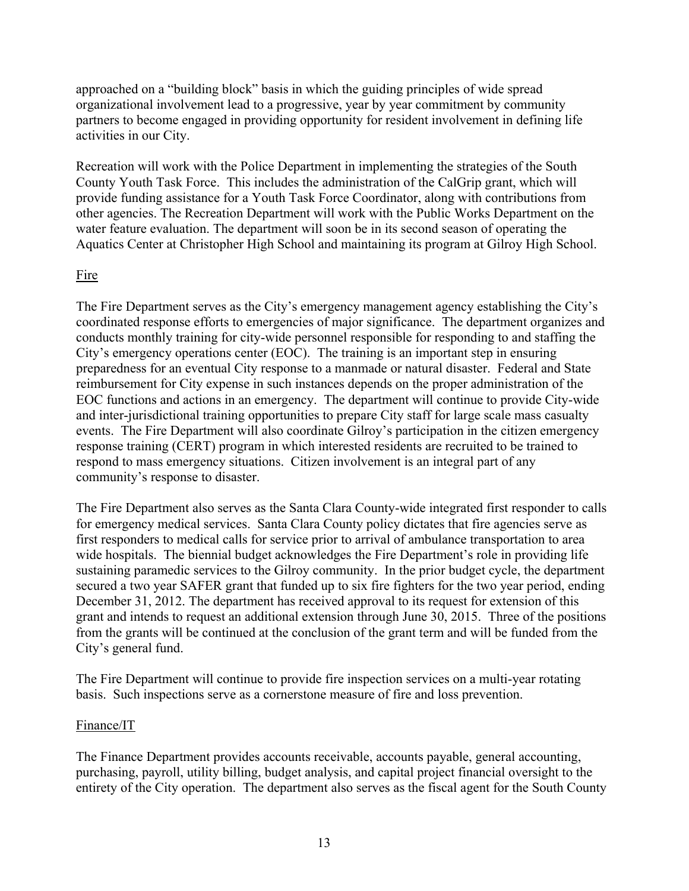approached on a "building block" basis in which the guiding principles of wide spread organizational involvement lead to a progressive, year by year commitment by community partners to become engaged in providing opportunity for resident involvement in defining life activities in our City.

Recreation will work with the Police Department in implementing the strategies of the South County Youth Task Force. This includes the administration of the CalGrip grant, which will provide funding assistance for a Youth Task Force Coordinator, along with contributions from other agencies. The Recreation Department will work with the Public Works Department on the water feature evaluation. The department will soon be in its second season of operating the Aquatics Center at Christopher High School and maintaining its program at Gilroy High School.

Fire

The Fire Department serves as the City's emergency management agency establishing the City's coordinated response efforts to emergencies of major significance. The department organizes and conducts monthly training for city-wide personnel responsible for responding to and staffing the City's emergency operations center (EOC). The training is an important step in ensuring preparedness for an eventual City response to a manmade or natural disaster. Federal and State reimbursement for City expense in such instances depends on the proper administration of the EOC functions and actions in an emergency. The department will continue to provide City-wide and inter-jurisdictional training opportunities to prepare City staff for large scale mass casualty events. The Fire Department will also coordinate Gilroy's participation in the citizen emergency response training (CERT) program in which interested residents are recruited to be trained to respond to mass emergency situations. Citizen involvement is an integral part of any community's response to disaster.

The Fire Department also serves as the Santa Clara County-wide integrated first responder to calls for emergency medical services. Santa Clara County policy dictates that fire agencies serve as first responders to medical calls for service prior to arrival of ambulance transportation to area wide hospitals. The biennial budget acknowledges the Fire Department's role in providing life sustaining paramedic services to the Gilroy community. In the prior budget cycle, the department secured a two year SAFER grant that funded up to six fire fighters for the two year period, ending December 31, 2012. The department has received approval to its request for extension of this grant and intends to request an additional extension through June 30, 2015. Three of the positions from the grants will be continued at the conclusion of the grant term and will be funded from the City's general fund.

The Fire Department will continue to provide fire inspection services on a multi-year rotating basis. Such inspections serve as a cornerstone measure of fire and loss prevention.

Finance/IT

The Finance Department provides accounts receivable, accounts payable, general accounting, purchasing, payroll, utility billing, budget analysis, and capital project financial oversight to the entirety of the City operation. The department also serves as the fiscal agent for the South County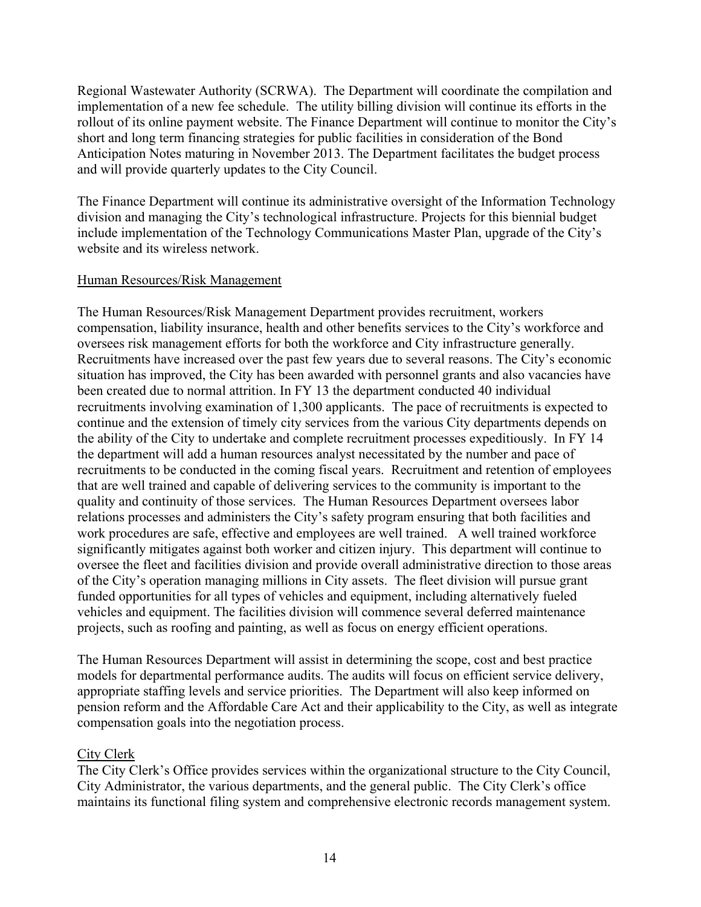Regional Wastewater Authority (SCRWA). The Department will coordinate the compilation and implementation of a new fee schedule. The utility billing division will continue its efforts in the rollout of its online payment website. The Finance Department will continue to monitor the City's short and long term financing strategies for public facilities in consideration of the Bond Anticipation Notes maturing in November 2013. The Department facilitates the budget process and will provide quarterly updates to the City Council.

The Finance Department will continue its administrative oversight of the Information Technology division and managing the City's technological infrastructure. Projects for this biennial budget include implementation of the Technology Communications Master Plan, upgrade of the City's website and its wireless network.

## Human Resources/Risk Management

The Human Resources/Risk Management Department provides recruitment, workers compensation, liability insurance, health and other benefits services to the City's workforce and oversees risk management efforts for both the workforce and City infrastructure generally. Recruitments have increased over the past few years due to several reasons. The City's economic situation has improved, the City has been awarded with personnel grants and also vacancies have been created due to normal attrition. In FY 13 the department conducted 40 individual recruitments involving examination of 1,300 applicants. The pace of recruitments is expected to continue and the extension of timely city services from the various City departments depends on the ability of the City to undertake and complete recruitment processes expeditiously. In FY 14 the department will add a human resources analyst necessitated by the number and pace of recruitments to be conducted in the coming fiscal years. Recruitment and retention of employees that are well trained and capable of delivering services to the community is important to the quality and continuity of those services. The Human Resources Department oversees labor relations processes and administers the City's safety program ensuring that both facilities and work procedures are safe, effective and employees are well trained. A well trained workforce significantly mitigates against both worker and citizen injury. This department will continue to oversee the fleet and facilities division and provide overall administrative direction to those areas of the City's operation managing millions in City assets. The fleet division will pursue grant funded opportunities for all types of vehicles and equipment, including alternatively fueled vehicles and equipment. The facilities division will commence several deferred maintenance projects, such as roofing and painting, as well as focus on energy efficient operations.

The Human Resources Department will assist in determining the scope, cost and best practice models for departmental performance audits. The audits will focus on efficient service delivery, appropriate staffing levels and service priorities. The Department will also keep informed on pension reform and the Affordable Care Act and their applicability to the City, as well as integrate compensation goals into the negotiation process.

## City Clerk

The City Clerk's Office provides services within the organizational structure to the City Council, City Administrator, the various departments, and the general public. The City Clerk's office maintains its functional filing system and comprehensive electronic records management system.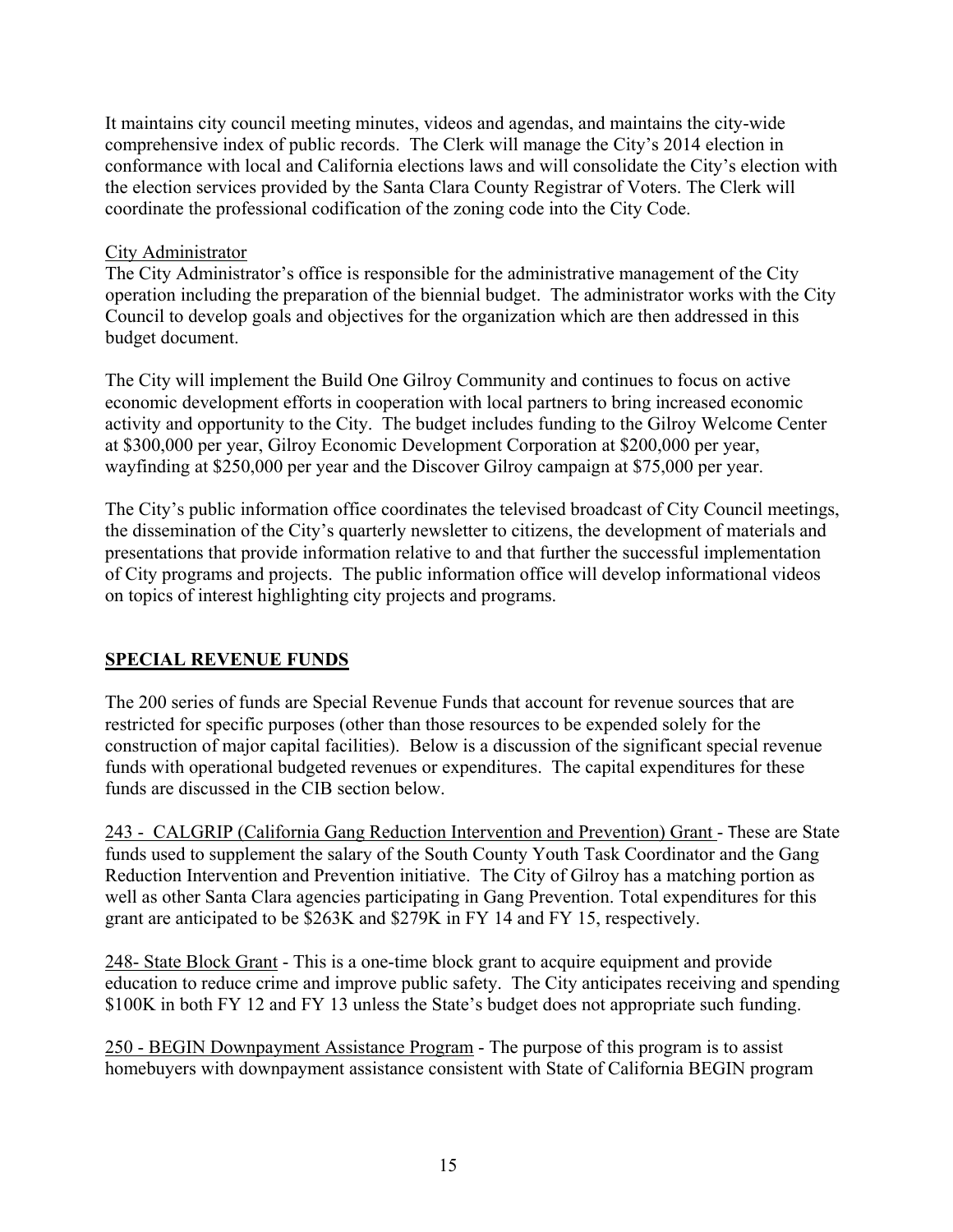It maintains city council meeting minutes, videos and agendas, and maintains the city-wide comprehensive index of public records. The Clerk will manage the City's 2014 election in conformance with local and California elections laws and will consolidate the City's election with the election services provided by the Santa Clara County Registrar of Voters. The Clerk will coordinate the professional codification of the zoning code into the City Code.

City Administrator

The City Administrator's office is responsible for the administrative management of the City operation including the preparation of the biennial budget. The administrator works with the City Council to develop goals and objectives for the organization which are then addressed in this budget document.

The City will implement the Build One Gilroy Community and continues to focus on active economic development efforts in cooperation with local partners to bring increased economic activity and opportunity to the City. The budget includes funding to the Gilroy Welcome Center at $300,000 per year, Gilroy Economic Development Corporation at $200,000 per year, wayfinding at $250,000 per year and the Discover Gilroy campaign at $75,000 per year.

The City's public information office coordinates the televised broadcast of City Council meetings, the dissemination of the City's quarterly newsletter to citizens, the development of materials and presentations that provide information relative to and that further the successful implementation of City programs and projects. The public information office will develop informational videos on topics of interest highlighting city projects and programs.

## SPECIAL REVENUE FUNDS

The 200 series of funds are Special Revenue Funds that account for revenue sources that are restricted for specific purposes (other than those resources to be expended solely for the construction of major capital facilities). Below is a discussion of the significant special revenue funds with operational budgeted revenues or expenditures. The capital expenditures for these funds are discussed in the CIB section below.

243 - CALGRIP (California Gang Reduction Intervention and Prevention) Grant - These are State funds used to supplement the salary of the South County Youth Task Coordinator and the Gang Reduction Intervention and Prevention initiative. The City of Gilroy has a matching portion as well as other Santa Clara agencies participating in Gang Prevention. Total expenditures for this grant are anticipated to be $263K and $279K in FY 14 and FY 15, respectively.

248- State Block Grant - This is a one-time block grant to acquire equipment and provide education to reduce crime and improve public safety. The City anticipates receiving and spending $100K in both FY 12 and FY 13 unless the State's budget does not appropriate such funding.

250 - BEGIN Downpayment Assistance Program - The purpose of this program is to assist homebuyers with downpayment assistance consistent with State of California BEGIN program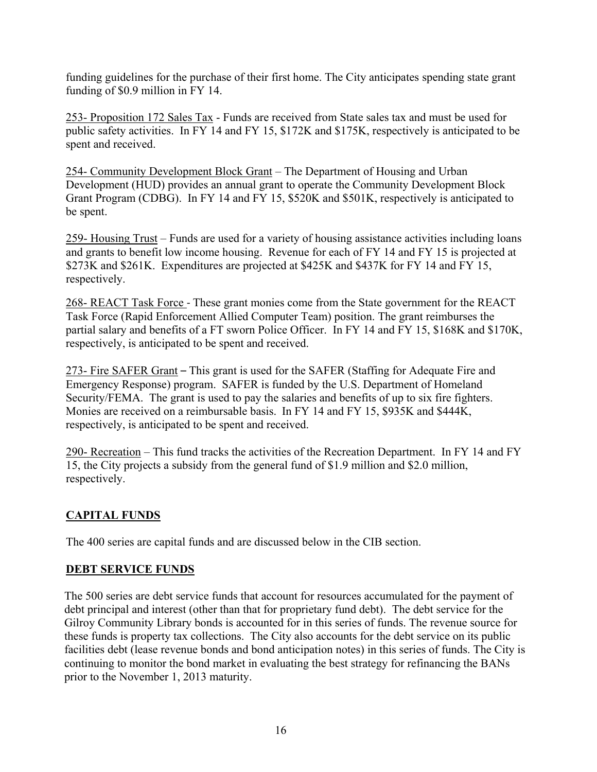funding guidelines for the purchase of their first home. The City anticipates spending state grant funding of $0.9 million in FY 14.

<u>253- Proposition 172 Sales Tax</u> - Funds are received from State sales tax and must be used for public safety activities. In FY 14 and FY 15, $172K and $175K, respectively is anticipated to be spent and received.

<u>254- Community Development Block Grant</u> – The Department of Housing and Urban Development (HUD) provides an annual grant to operate the Community Development Block Grant Program (CDBG). In FY 14 and FY 15, $520K and $501K, respectively is anticipated to be spent.

<u>259- Housing Trust</u> – Funds are used for a variety of housing assistance activities including loans and grants to benefit low income housing. Revenue for each of FY 14 and FY 15 is projected at $273K and $261K. Expenditures are projected at $425K and $437K for FY 14 and FY 15, respectively.

<u>268- REACT Task Force</u> - These grant monies come from the State government for the REACT Task Force (Rapid Enforcement Allied Computer Team) position. The grant reimburses the partial salary and benefits of a FT sworn Police Officer. In FY 14 and FY 15, $168K and $170K, respectively, is anticipated to be spent and received.

<u>273- Fire SAFER Grant</u> – This grant is used for the SAFER (Staffing for Adequate Fire and Emergency Response) program. SAFER is funded by the U.S. Department of Homeland Security/FEMA. The grant is used to pay the salaries and benefits of up to six fire fighters. Monies are received on a reimbursable basis. In FY 14 and FY 15, $935K and $444K, respectively, is anticipated to be spent and received.

<u>290- Recreation</u> – This fund tracks the activities of the Recreation Department. In FY 14 and FY 15, the City projects a subsidy from the general fund of $1.9 million and $2.0 million, respectively.

## CAPITAL FUNDS

The 400 series are capital funds and are discussed below in the CIB section.

## DEBT SERVICE FUNDS

The 500 series are debt service funds that account for resources accumulated for the payment of debt principal and interest (other than that for proprietary fund debt). The debt service for the Gilroy Community Library bonds is accounted for in this series of funds. The revenue source for these funds is property tax collections. The City also accounts for the debt service on its public facilities debt (lease revenue bonds and bond anticipation notes) in this series of funds. The City is continuing to monitor the bond market in evaluating the best strategy for refinancing the BANs prior to the November 1, 2013 maturity.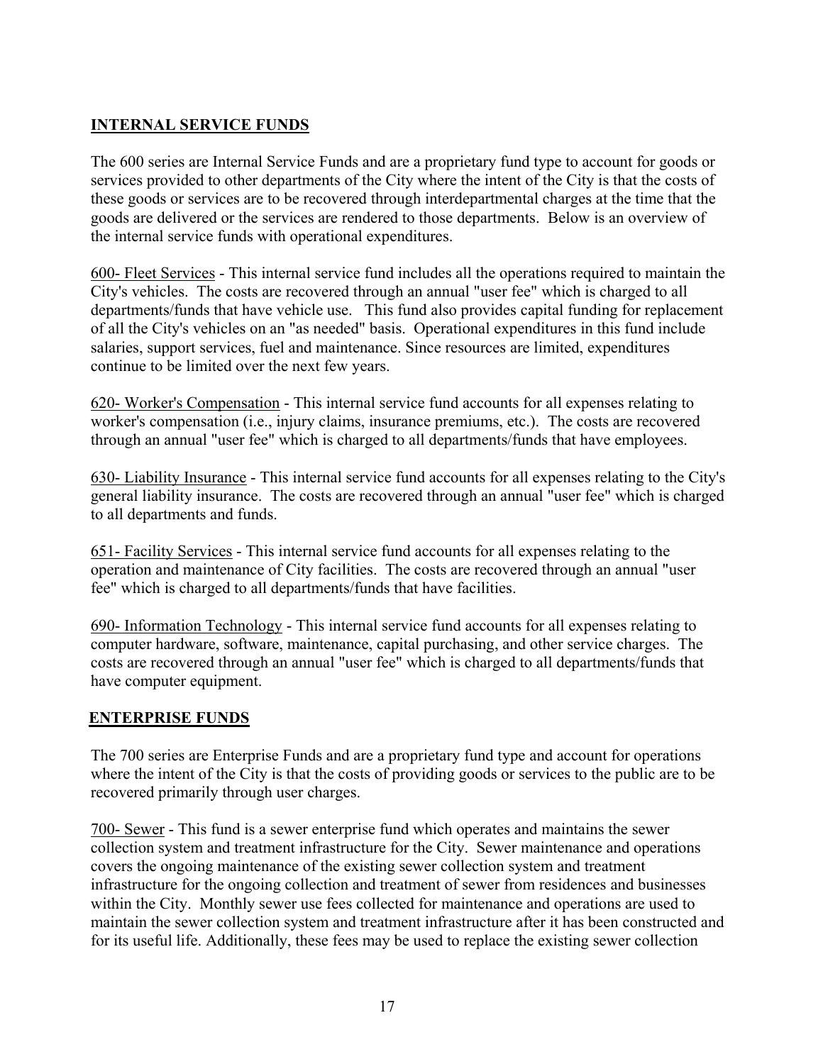## INTERNAL SERVICE FUNDS

The 600 series are Internal Service Funds and are a proprietary fund type to account for goods or services provided to other departments of the City where the intent of the City is that the costs of these goods or services are to be recovered through interdepartmental charges at the time that the goods are delivered or the services are rendered to those departments. Below is an overview of the internal service funds with operational expenditures.

600- Fleet Services - This internal service fund includes all the operations required to maintain the City's vehicles. The costs are recovered through an annual "user fee" which is charged to all departments/funds that have vehicle use. This fund also provides capital funding for replacement of all the City's vehicles on an "as needed" basis. Operational expenditures in this fund include salaries, support services, fuel and maintenance. Since resources are limited, expenditures continue to be limited over the next few years.

620- Worker's Compensation - This internal service fund accounts for all expenses relating to worker's compensation (i.e., injury claims, insurance premiums, etc.). The costs are recovered through an annual "user fee" which is charged to all departments/funds that have employees.

630- Liability Insurance - This internal service fund accounts for all expenses relating to the City's general liability insurance. The costs are recovered through an annual "user fee" which is charged to all departments and funds.

651- Facility Services - This internal service fund accounts for all expenses relating to the operation and maintenance of City facilities. The costs are recovered through an annual "user fee" which is charged to all departments/funds that have facilities.

690- Information Technology - This internal service fund accounts for all expenses relating to computer hardware, software, maintenance, capital purchasing, and other service charges. The costs are recovered through an annual "user fee" which is charged to all departments/funds that have computer equipment.

## ENTERPRISE FUNDS

The 700 series are Enterprise Funds and are a proprietary fund type and account for operations where the intent of the City is that the costs of providing goods or services to the public are to be recovered primarily through user charges.

700- Sewer - This fund is a sewer enterprise fund which operates and maintains the sewer collection system and treatment infrastructure for the City. Sewer maintenance and operations covers the ongoing maintenance of the existing sewer collection system and treatment infrastructure for the ongoing collection and treatment of sewer from residences and businesses within the City. Monthly sewer use fees collected for maintenance and operations are used to maintain the sewer collection system and treatment infrastructure after it has been constructed and for its useful life. Additionally, these fees may be used to replace the existing sewer collection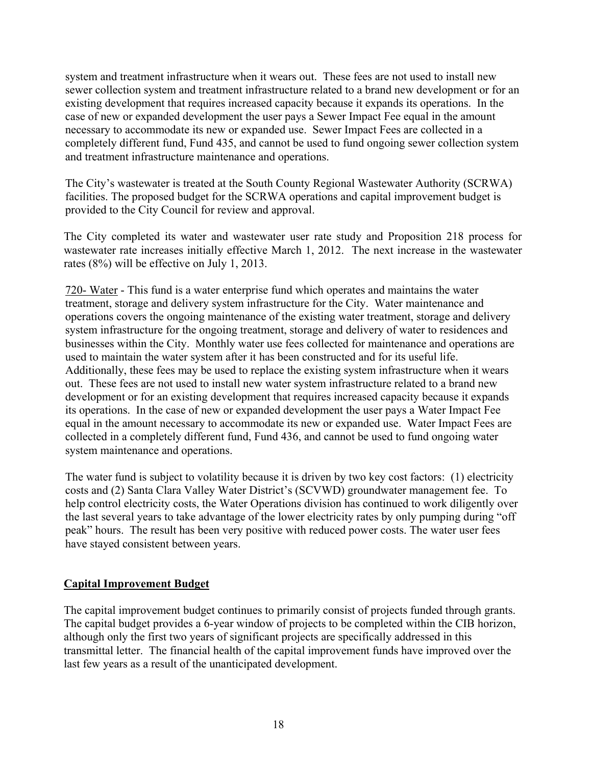system and treatment infrastructure when it wears out. These fees are not used to install new sewer collection system and treatment infrastructure related to a brand new development or for an existing development that requires increased capacity because it expands its operations. In the case of new or expanded development the user pays a Sewer Impact Fee equal in the amount necessary to accommodate its new or expanded use. Sewer Impact Fees are collected in a completely different fund, Fund 435, and cannot be used to fund ongoing sewer collection system and treatment infrastructure maintenance and operations.

The City's wastewater is treated at the South County Regional Wastewater Authority (SCRWA) facilities. The proposed budget for the SCRWA operations and capital improvement budget is provided to the City Council for review and approval.

The City completed its water and wastewater user rate study and Proposition 218 process for wastewater rate increases initially effective March 1, 2012. The next increase in the wastewater rates (8%) will be effective on July 1, 2013.

720- Water - This fund is a water enterprise fund which operates and maintains the water treatment, storage and delivery system infrastructure for the City. Water maintenance and operations covers the ongoing maintenance of the existing water treatment, storage and delivery system infrastructure for the ongoing treatment, storage and delivery of water to residences and businesses within the City. Monthly water use fees collected for maintenance and operations are used to maintain the water system after it has been constructed and for its useful life. Additionally, these fees may be used to replace the existing system infrastructure when it wears out. These fees are not used to install new water system infrastructure related to a brand new development or for an existing development that requires increased capacity because it expands its operations. In the case of new or expanded development the user pays a Water Impact Fee equal in the amount necessary to accommodate its new or expanded use. Water Impact Fees are collected in a completely different fund, Fund 436, and cannot be used to fund ongoing water system maintenance and operations.

The water fund is subject to volatility because it is driven by two key cost factors: (1) electricity costs and (2) Santa Clara Valley Water District's (SCVWD) groundwater management fee. To help control electricity costs, the Water Operations division has continued to work diligently over the last several years to take advantage of the lower electricity rates by only pumping during "off peak" hours. The result has been very positive with reduced power costs. The water user fees have stayed consistent between years.

## **Capital Improvement Budget**

The capital improvement budget continues to primarily consist of projects funded through grants. The capital budget provides a 6-year window of projects to be completed within the CIB horizon, although only the first two years of significant projects are specifically addressed in this transmittal letter. The financial health of the capital improvement funds have improved over the last few years as a result of the unanticipated development.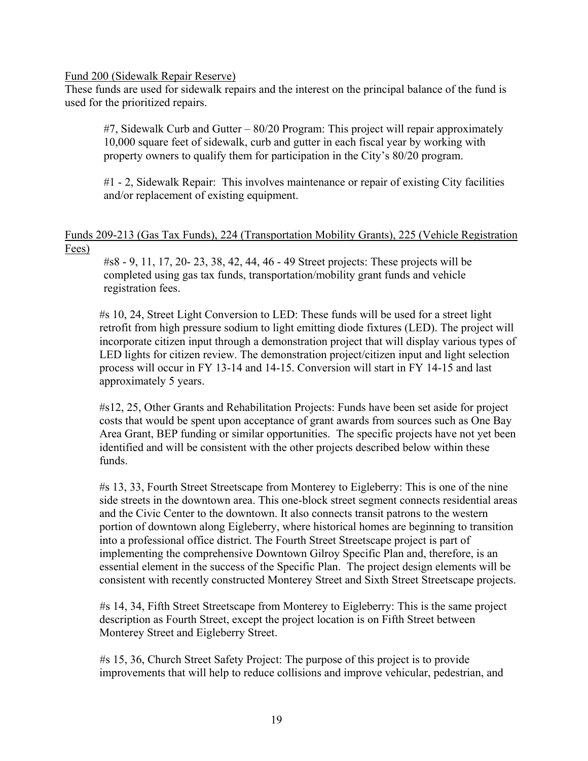Fund 200 (Sidewalk Repair Reserve)

These funds are used for sidewalk repairs and the interest on the principal balance of the fund is used for the prioritized repairs.

> #7, Sidewalk Curb and Gutter – 80/20 Program: This project will repair approximately 10,000 square feet of sidewalk, curb and gutter in each fiscal year by working with property owners to qualify them for participation in the City's 80/20 program.
>
> #1 - 2, Sidewalk Repair: This involves maintenance or repair of existing City facilities and/or replacement of existing equipment.

Funds 209-213 (Gas Tax Funds), 224 (Transportation Mobility Grants), 225 (Vehicle Registration Fees)

> #s8 - 9, 11, 17, 20- 23, 38, 42, 44, 46 - 49 Street projects: These projects will be completed using gas tax funds, transportation/mobility grant funds and vehicle registration fees.
>
> #s 10, 24, Street Light Conversion to LED: These funds will be used for a street light retrofit from high pressure sodium to light emitting diode fixtures (LED). The project will incorporate citizen input through a demonstration project that will display various types of LED lights for citizen review. The demonstration project/citizen input and light selection process will occur in FY 13-14 and 14-15. Conversion will start in FY 14-15 and last approximately 5 years.
>
> #s12, 25, Other Grants and Rehabilitation Projects: Funds have been set aside for project costs that would be spent upon acceptance of grant awards from sources such as One Bay Area Grant, BEP funding or similar opportunities. The specific projects have not yet been identified and will be consistent with the other projects described below within these funds.
>
> #s 13, 33, Fourth Street Streetscape from Monterey to Eigleberry: This is one of the nine side streets in the downtown area. This one-block street segment connects residential areas and the Civic Center to the downtown. It also connects transit patrons to the western portion of downtown along Eigleberry, where historical homes are beginning to transition into a professional office district. The Fourth Street Streetscape project is part of implementing the comprehensive Downtown Gilroy Specific Plan and, therefore, is an essential element in the success of the Specific Plan. The project design elements will be consistent with recently constructed Monterey Street and Sixth Street Streetscape projects.
>
> #s 14, 34, Fifth Street Streetscape from Monterey to Eigleberry: This is the same project description as Fourth Street, except the project location is on Fifth Street between Monterey Street and Eigleberry Street.
>
> #s 15, 36, Church Street Safety Project: The purpose of this project is to provide improvements that will help to reduce collisions and improve vehicular, pedestrian, and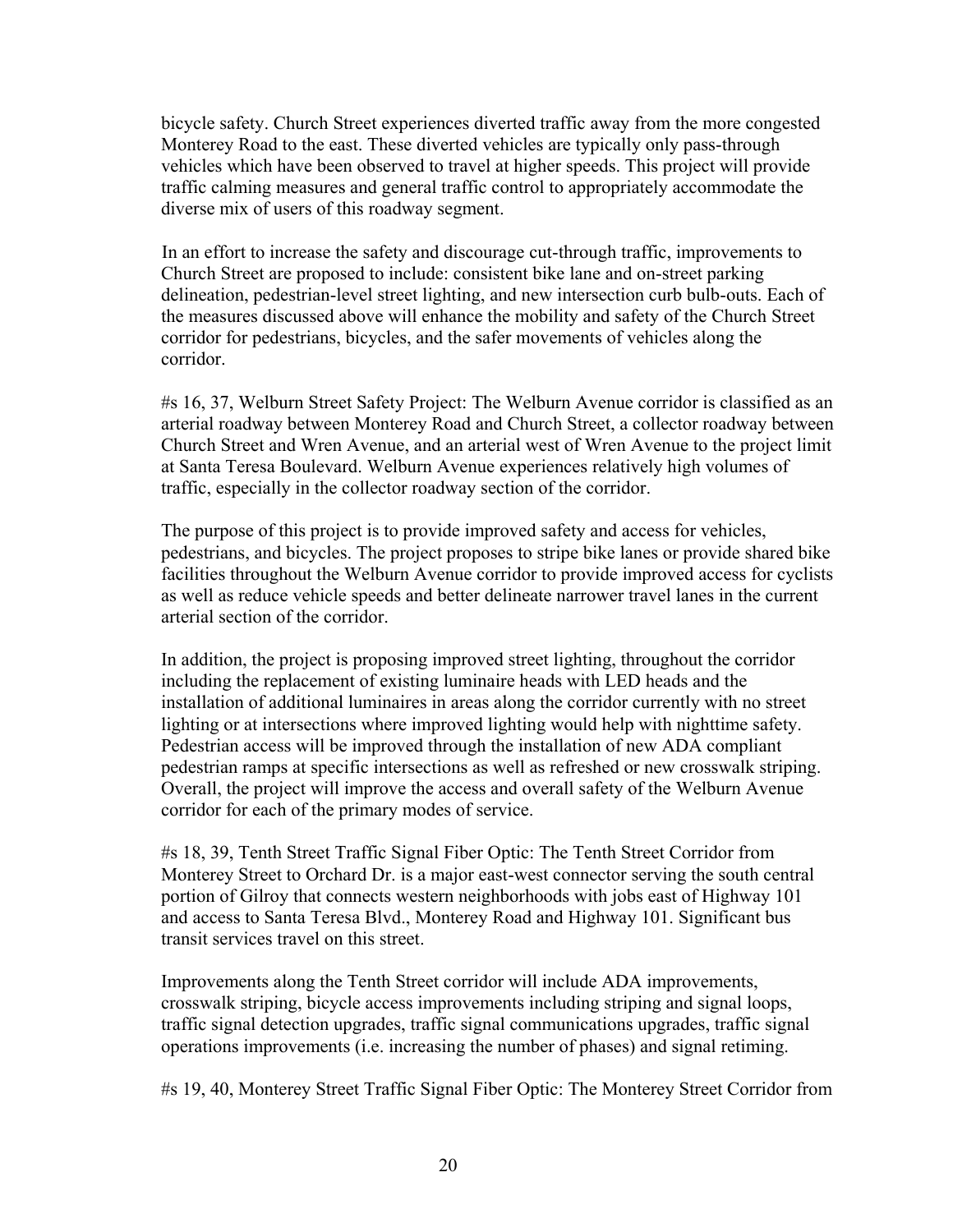bicycle safety. Church Street experiences diverted traffic away from the more congested Monterey Road to the east. These diverted vehicles are typically only pass-through vehicles which have been observed to travel at higher speeds. This project will provide traffic calming measures and general traffic control to appropriately accommodate the diverse mix of users of this roadway segment.

In an effort to increase the safety and discourage cut-through traffic, improvements to Church Street are proposed to include: consistent bike lane and on-street parking delineation, pedestrian-level street lighting, and new intersection curb bulb-outs. Each of the measures discussed above will enhance the mobility and safety of the Church Street corridor for pedestrians, bicycles, and the safer movements of vehicles along the corridor.

#s 16, 37, Welburn Street Safety Project: The Welburn Avenue corridor is classified as an arterial roadway between Monterey Road and Church Street, a collector roadway between Church Street and Wren Avenue, and an arterial west of Wren Avenue to the project limit at Santa Teresa Boulevard. Welburn Avenue experiences relatively high volumes of traffic, especially in the collector roadway section of the corridor.

The purpose of this project is to provide improved safety and access for vehicles, pedestrians, and bicycles. The project proposes to stripe bike lanes or provide shared bike facilities throughout the Welburn Avenue corridor to provide improved access for cyclists as well as reduce vehicle speeds and better delineate narrower travel lanes in the current arterial section of the corridor.

In addition, the project is proposing improved street lighting, throughout the corridor including the replacement of existing luminaire heads with LED heads and the installation of additional luminaires in areas along the corridor currently with no street lighting or at intersections where improved lighting would help with nighttime safety. Pedestrian access will be improved through the installation of new ADA compliant pedestrian ramps at specific intersections as well as refreshed or new crosswalk striping. Overall, the project will improve the access and overall safety of the Welburn Avenue corridor for each of the primary modes of service.

#s 18, 39, Tenth Street Traffic Signal Fiber Optic: The Tenth Street Corridor from Monterey Street to Orchard Dr. is a major east-west connector serving the south central portion of Gilroy that connects western neighborhoods with jobs east of Highway 101 and access to Santa Teresa Blvd., Monterey Road and Highway 101. Significant bus transit services travel on this street.

Improvements along the Tenth Street corridor will include ADA improvements, crosswalk striping, bicycle access improvements including striping and signal loops, traffic signal detection upgrades, traffic signal communications upgrades, traffic signal operations improvements (i.e. increasing the number of phases) and signal retiming.

#s 19, 40, Monterey Street Traffic Signal Fiber Optic: The Monterey Street Corridor from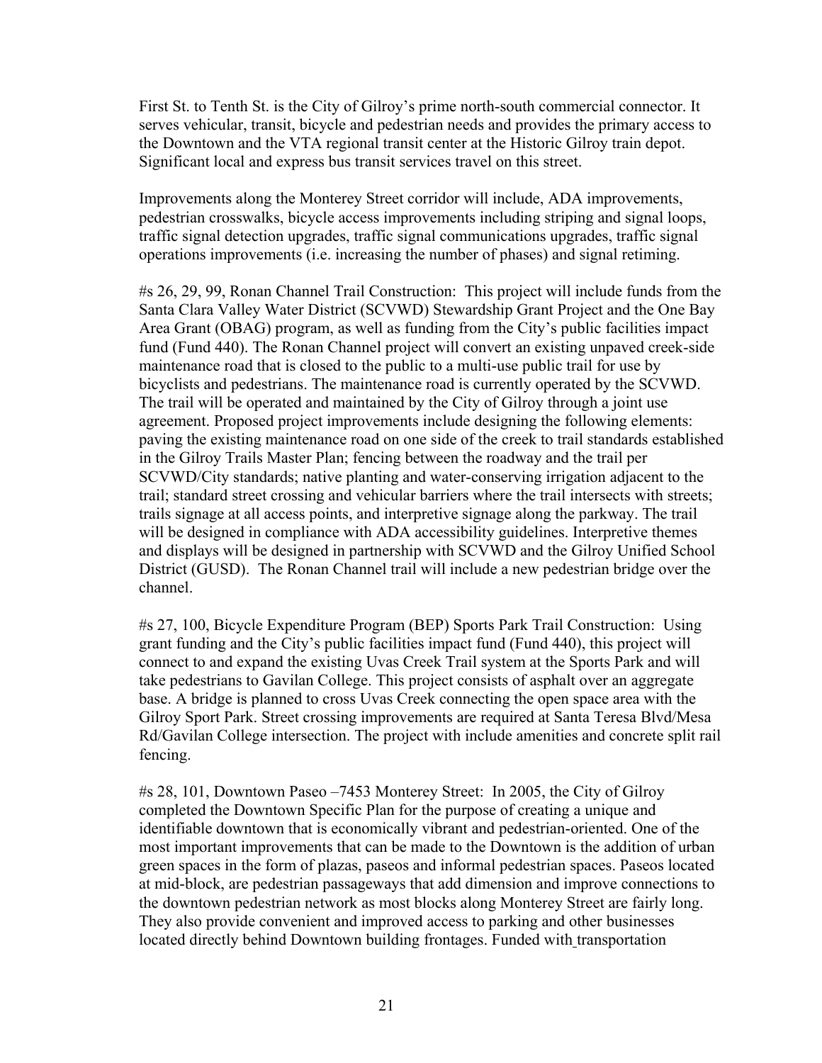First St. to Tenth St. is the City of Gilroy's prime north-south commercial connector. It serves vehicular, transit, bicycle and pedestrian needs and provides the primary access to the Downtown and the VTA regional transit center at the Historic Gilroy train depot. Significant local and express bus transit services travel on this street.

Improvements along the Monterey Street corridor will include, ADA improvements, pedestrian crosswalks, bicycle access improvements including striping and signal loops, traffic signal detection upgrades, traffic signal communications upgrades, traffic signal operations improvements (i.e. increasing the number of phases) and signal retiming.

#s 26, 29, 99, Ronan Channel Trail Construction: This project will include funds from the Santa Clara Valley Water District (SCVWD) Stewardship Grant Project and the One Bay Area Grant (OBAG) program, as well as funding from the City's public facilities impact fund (Fund 440). The Ronan Channel project will convert an existing unpaved creek-side maintenance road that is closed to the public to a multi-use public trail for use by bicyclists and pedestrians. The maintenance road is currently operated by the SCVWD. The trail will be operated and maintained by the City of Gilroy through a joint use agreement. Proposed project improvements include designing the following elements: paving the existing maintenance road on one side of the creek to trail standards established in the Gilroy Trails Master Plan; fencing between the roadway and the trail per SCVWD/City standards; native planting and water-conserving irrigation adjacent to the trail; standard street crossing and vehicular barriers where the trail intersects with streets; trails signage at all access points, and interpretive signage along the parkway. The trail will be designed in compliance with ADA accessibility guidelines. Interpretive themes and displays will be designed in partnership with SCVWD and the Gilroy Unified School District (GUSD). The Ronan Channel trail will include a new pedestrian bridge over the channel.

#s 27, 100, Bicycle Expenditure Program (BEP) Sports Park Trail Construction: Using grant funding and the City's public facilities impact fund (Fund 440), this project will connect to and expand the existing Uvas Creek Trail system at the Sports Park and will take pedestrians to Gavilan College. This project consists of asphalt over an aggregate base. A bridge is planned to cross Uvas Creek connecting the open space area with the Gilroy Sport Park. Street crossing improvements are required at Santa Teresa Blvd/Mesa Rd/Gavilan College intersection. The project with include amenities and concrete split rail fencing.

#s 28, 101, Downtown Paseo –7453 Monterey Street: In 2005, the City of Gilroy completed the Downtown Specific Plan for the purpose of creating a unique and identifiable downtown that is economically vibrant and pedestrian-oriented. One of the most important improvements that can be made to the Downtown is the addition of urban green spaces in the form of plazas, paseos and informal pedestrian spaces. Paseos located at mid-block, are pedestrian passageways that add dimension and improve connections to the downtown pedestrian network as most blocks along Monterey Street are fairly long. They also provide convenient and improved access to parking and other businesses located directly behind Downtown building frontages. Funded with transportation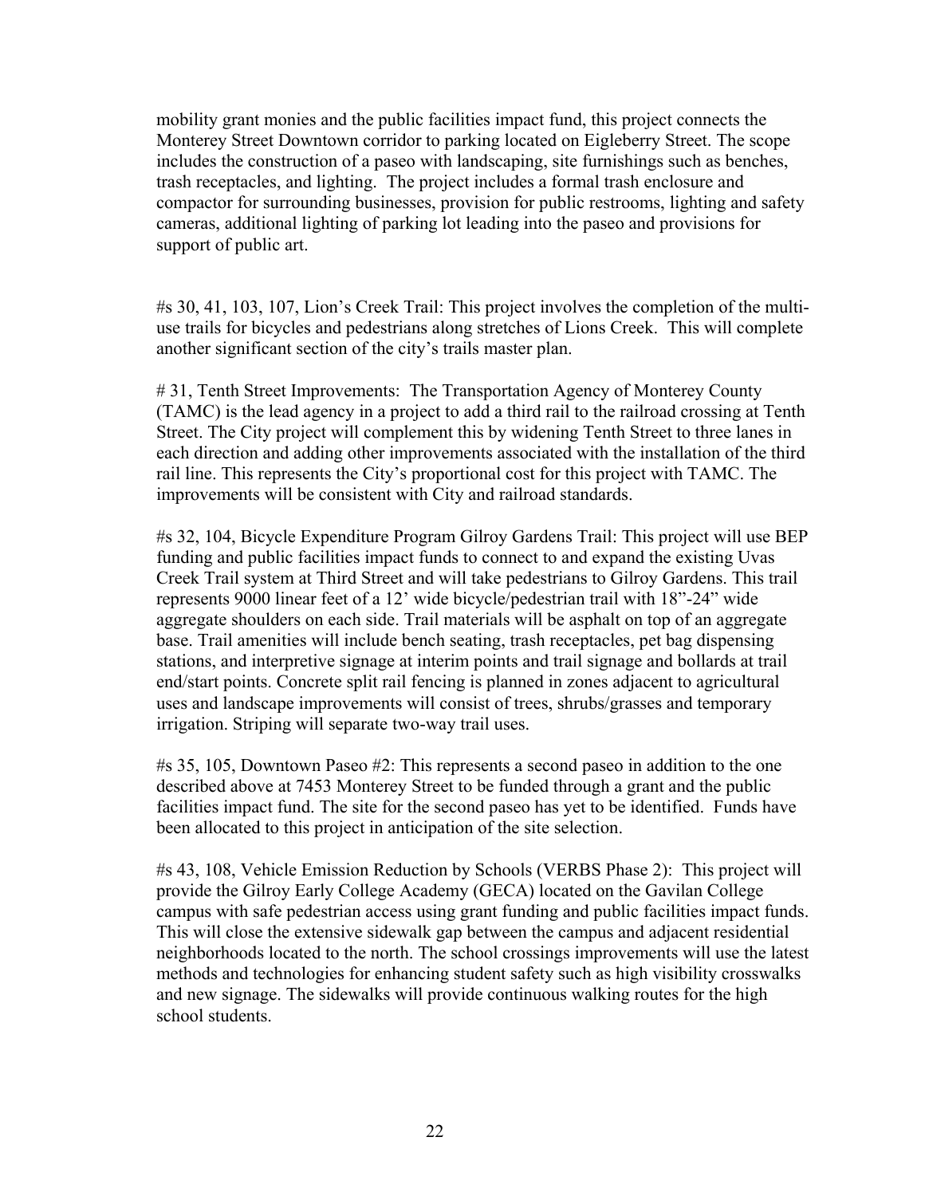mobility grant monies and the public facilities impact fund, this project connects the Monterey Street Downtown corridor to parking located on Eigleberry Street. The scope includes the construction of a paseo with landscaping, site furnishings such as benches, trash receptacles, and lighting. The project includes a formal trash enclosure and compactor for surrounding businesses, provision for public restrooms, lighting and safety cameras, additional lighting of parking lot leading into the paseo and provisions for support of public art.

#s 30, 41, 103, 107, Lion's Creek Trail: This project involves the completion of the multi-use trails for bicycles and pedestrians along stretches of Lions Creek. This will complete another significant section of the city's trails master plan.

# 31, Tenth Street Improvements: The Transportation Agency of Monterey County (TAMC) is the lead agency in a project to add a third rail to the railroad crossing at Tenth Street. The City project will complement this by widening Tenth Street to three lanes in each direction and adding other improvements associated with the installation of the third rail line. This represents the City's proportional cost for this project with TAMC. The improvements will be consistent with City and railroad standards.

#s 32, 104, Bicycle Expenditure Program Gilroy Gardens Trail: This project will use BEP funding and public facilities impact funds to connect to and expand the existing Uvas Creek Trail system at Third Street and will take pedestrians to Gilroy Gardens. This trail represents 9000 linear feet of a 12' wide bicycle/pedestrian trail with 18"-24" wide aggregate shoulders on each side. Trail materials will be asphalt on top of an aggregate base. Trail amenities will include bench seating, trash receptacles, pet bag dispensing stations, and interpretive signage at interim points and trail signage and bollards at trail end/start points. Concrete split rail fencing is planned in zones adjacent to agricultural uses and landscape improvements will consist of trees, shrubs/grasses and temporary irrigation. Striping will separate two-way trail uses.

#s 35, 105, Downtown Paseo #2: This represents a second paseo in addition to the one described above at 7453 Monterey Street to be funded through a grant and the public facilities impact fund. The site for the second paseo has yet to be identified. Funds have been allocated to this project in anticipation of the site selection.

#s 43, 108, Vehicle Emission Reduction by Schools (VERBS Phase 2): This project will provide the Gilroy Early College Academy (GECA) located on the Gavilan College campus with safe pedestrian access using grant funding and public facilities impact funds. This will close the extensive sidewalk gap between the campus and adjacent residential neighborhoods located to the north. The school crossings improvements will use the latest methods and technologies for enhancing student safety such as high visibility crosswalks and new signage. The sidewalks will provide continuous walking routes for the high school students.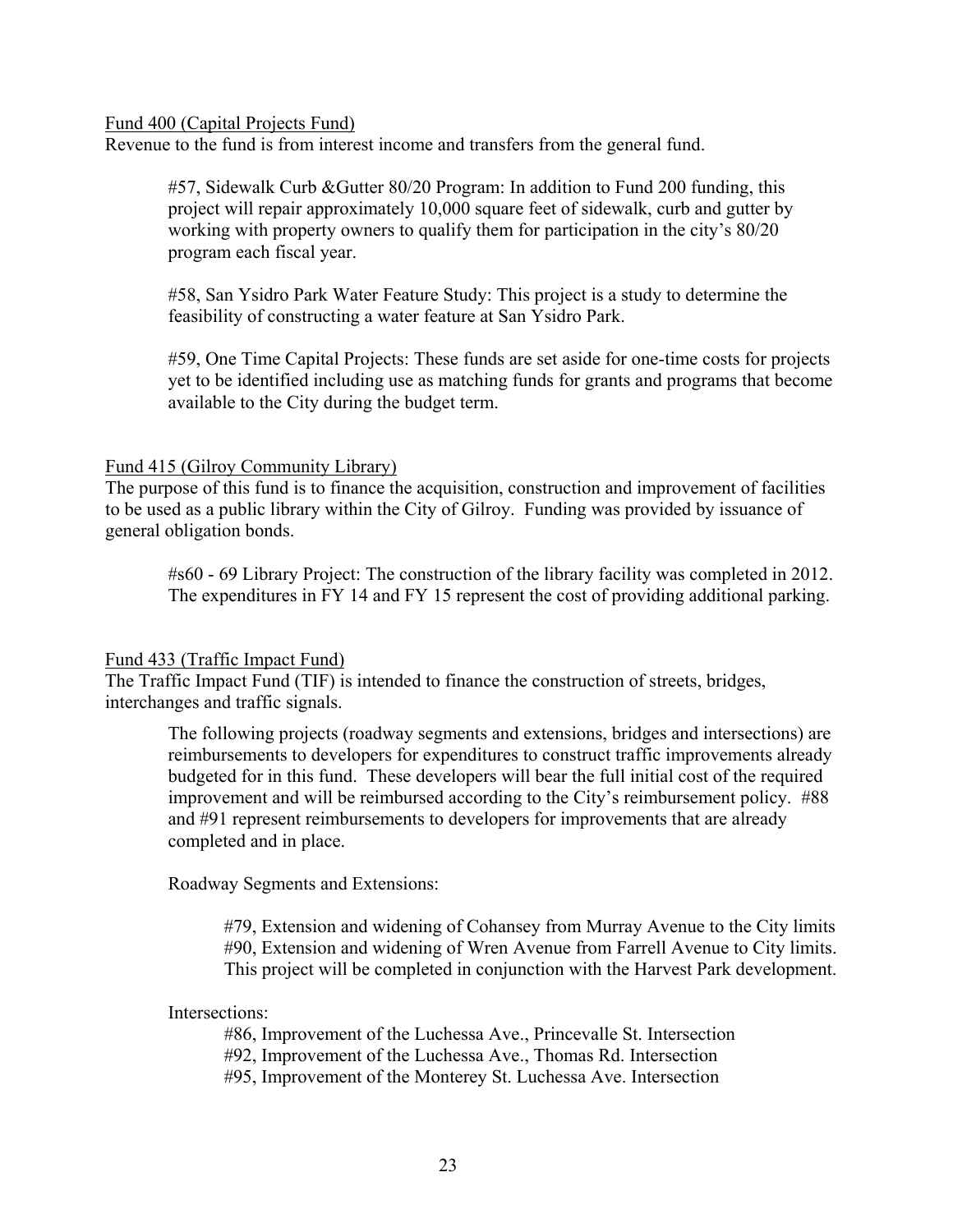Fund 400 (Capital Projects Fund)

Revenue to the fund is from interest income and transfers from the general fund.

> #57, Sidewalk Curb &Gutter 80/20 Program: In addition to Fund 200 funding, this project will repair approximately 10,000 square feet of sidewalk, curb and gutter by working with property owners to qualify them for participation in the city's 80/20 program each fiscal year.
>
> #58, San Ysidro Park Water Feature Study: This project is a study to determine the feasibility of constructing a water feature at San Ysidro Park.
>
> #59, One Time Capital Projects: These funds are set aside for one-time costs for projects yet to be identified including use as matching funds for grants and programs that become available to the City during the budget term.

Fund 415 (Gilroy Community Library)

The purpose of this fund is to finance the acquisition, construction and improvement of facilities to be used as a public library within the City of Gilroy. Funding was provided by issuance of general obligation bonds.

> #s60 - 69 Library Project: The construction of the library facility was completed in 2012. The expenditures in FY 14 and FY 15 represent the cost of providing additional parking.

Fund 433 (Traffic Impact Fund)

The Traffic Impact Fund (TIF) is intended to finance the construction of streets, bridges, interchanges and traffic signals.

> The following projects (roadway segments and extensions, bridges and intersections) are reimbursements to developers for expenditures to construct traffic improvements already budgeted for in this fund. These developers will bear the full initial cost of the required improvement and will be reimbursed according to the City's reimbursement policy. #88 and #91 represent reimbursements to developers for improvements that are already completed and in place.
>
> Roadway Segments and Extensions:
>
> > #79, Extension and widening of Cohansey from Murray Avenue to the City limits
> > #90, Extension and widening of Wren Avenue from Farrell Avenue to City limits. This project will be completed in conjunction with the Harvest Park development.
>
> Intersections:
>
> > #86, Improvement of the Luchessa Ave., Princevalle St. Intersection
> > #92, Improvement of the Luchessa Ave., Thomas Rd. Intersection
> > #95, Improvement of the Monterey St. Luchessa Ave. Intersection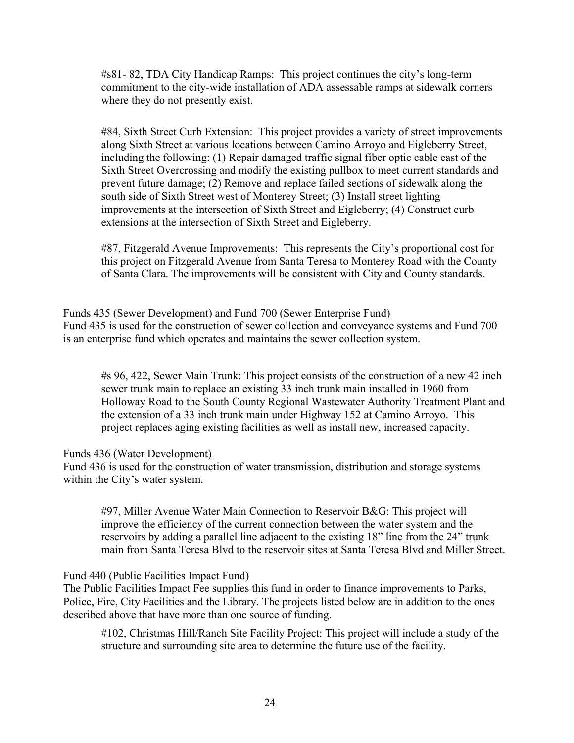#s81- 82, TDA City Handicap Ramps: This project continues the city's long-term commitment to the city-wide installation of ADA assessable ramps at sidewalk corners where they do not presently exist.

#84, Sixth Street Curb Extension: This project provides a variety of street improvements along Sixth Street at various locations between Camino Arroyo and Eigleberry Street, including the following: (1) Repair damaged traffic signal fiber optic cable east of the Sixth Street Overcrossing and modify the existing pullbox to meet current standards and prevent future damage; (2) Remove and replace failed sections of sidewalk along the south side of Sixth Street west of Monterey Street; (3) Install street lighting improvements at the intersection of Sixth Street and Eigleberry; (4) Construct curb extensions at the intersection of Sixth Street and Eigleberry.

#87, Fitzgerald Avenue Improvements: This represents the City's proportional cost for this project on Fitzgerald Avenue from Santa Teresa to Monterey Road with the County of Santa Clara. The improvements will be consistent with City and County standards.

<u>Funds 435 (Sewer Development) and Fund 700 (Sewer Enterprise Fund)</u>

Fund 435 is used for the construction of sewer collection and conveyance systems and Fund 700 is an enterprise fund which operates and maintains the sewer collection system.

#s 96, 422, Sewer Main Trunk: This project consists of the construction of a new 42 inch sewer trunk main to replace an existing 33 inch trunk main installed in 1960 from Holloway Road to the South County Regional Wastewater Authority Treatment Plant and the extension of a 33 inch trunk main under Highway 152 at Camino Arroyo. This project replaces aging existing facilities as well as install new, increased capacity.

<u>Funds 436 (Water Development)</u>

Fund 436 is used for the construction of water transmission, distribution and storage systems within the City's water system.

#97, Miller Avenue Water Main Connection to Reservoir B&G: This project will improve the efficiency of the current connection between the water system and the reservoirs by adding a parallel line adjacent to the existing 18" line from the 24" trunk main from Santa Teresa Blvd to the reservoir sites at Santa Teresa Blvd and Miller Street.

<u>Fund 440 (Public Facilities Impact Fund)</u>

The Public Facilities Impact Fee supplies this fund in order to finance improvements to Parks, Police, Fire, City Facilities and the Library. The projects listed below are in addition to the ones described above that have more than one source of funding.

#102, Christmas Hill/Ranch Site Facility Project: This project will include a study of the structure and surrounding site area to determine the future use of the facility.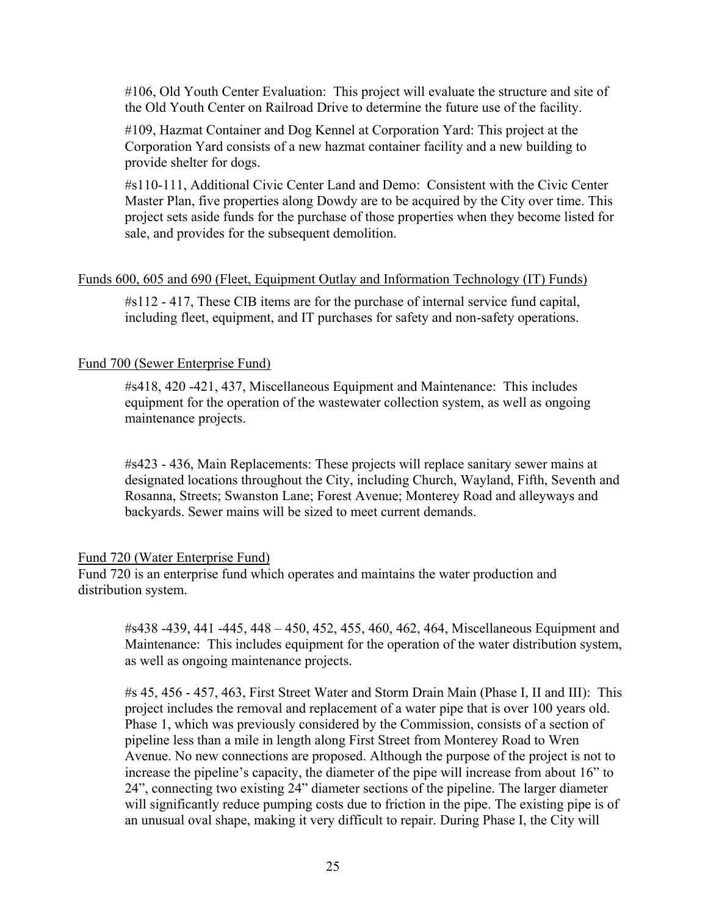#106, Old Youth Center Evaluation: This project will evaluate the structure and site of the Old Youth Center on Railroad Drive to determine the future use of the facility.

#109, Hazmat Container and Dog Kennel at Corporation Yard: This project at the Corporation Yard consists of a new hazmat container facility and a new building to provide shelter for dogs.

#s110-111, Additional Civic Center Land and Demo: Consistent with the Civic Center Master Plan, five properties along Dowdy are to be acquired by the City over time. This project sets aside funds for the purchase of those properties when they become listed for sale, and provides for the subsequent demolition.

Funds 600, 605 and 690 (Fleet, Equipment Outlay and Information Technology (IT) Funds)

#s112 - 417, These CIB items are for the purchase of internal service fund capital, including fleet, equipment, and IT purchases for safety and non-safety operations.

Fund 700 (Sewer Enterprise Fund)

#s418, 420 -421, 437, Miscellaneous Equipment and Maintenance: This includes equipment for the operation of the wastewater collection system, as well as ongoing maintenance projects.

#s423 - 436, Main Replacements: These projects will replace sanitary sewer mains at designated locations throughout the City, including Church, Wayland, Fifth, Seventh and Rosanna, Streets; Swanston Lane; Forest Avenue; Monterey Road and alleyways and backyards. Sewer mains will be sized to meet current demands.

Fund 720 (Water Enterprise Fund)

Fund 720 is an enterprise fund which operates and maintains the water production and distribution system.

#s438 -439, 441 -445, 448 – 450, 452, 455, 460, 462, 464, Miscellaneous Equipment and Maintenance: This includes equipment for the operation of the water distribution system, as well as ongoing maintenance projects.

#s 45, 456 - 457, 463, First Street Water and Storm Drain Main (Phase I, II and III): This project includes the removal and replacement of a water pipe that is over 100 years old. Phase 1, which was previously considered by the Commission, consists of a section of pipeline less than a mile in length along First Street from Monterey Road to Wren Avenue. No new connections are proposed. Although the purpose of the project is not to increase the pipeline's capacity, the diameter of the pipe will increase from about 16" to 24", connecting two existing 24" diameter sections of the pipeline. The larger diameter will significantly reduce pumping costs due to friction in the pipe. The existing pipe is of an unusual oval shape, making it very difficult to repair. During Phase I, the City will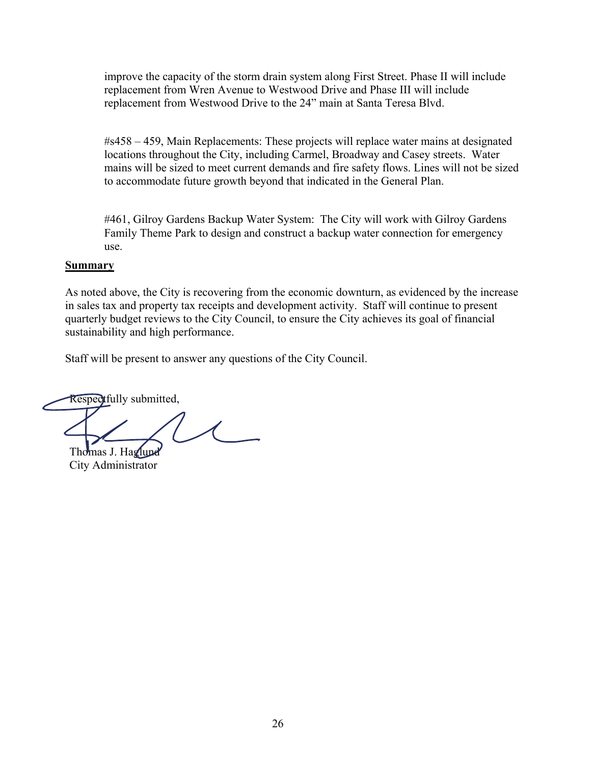improve the capacity of the storm drain system along First Street. Phase II will include replacement from Wren Avenue to Westwood Drive and Phase III will include replacement from Westwood Drive to the 24" main at Santa Teresa Blvd.

#s458 – 459, Main Replacements: These projects will replace water mains at designated locations throughout the City, including Carmel, Broadway and Casey streets. Water mains will be sized to meet current demands and fire safety flows. Lines will not be sized to accommodate future growth beyond that indicated in the General Plan.

#461, Gilroy Gardens Backup Water System: The City will work with Gilroy Gardens Family Theme Park to design and construct a backup water connection for emergency use.

**Summary**

As noted above, the City is recovering from the economic downturn, as evidenced by the increase in sales tax and property tax receipts and development activity. Staff will continue to present quarterly budget reviews to the City Council, to ensure the City achieves its goal of financial sustainability and high performance.

Staff will be present to answer any questions of the City Council.

Respectfully submitted,

Thomas J. Haglund
City Administrator